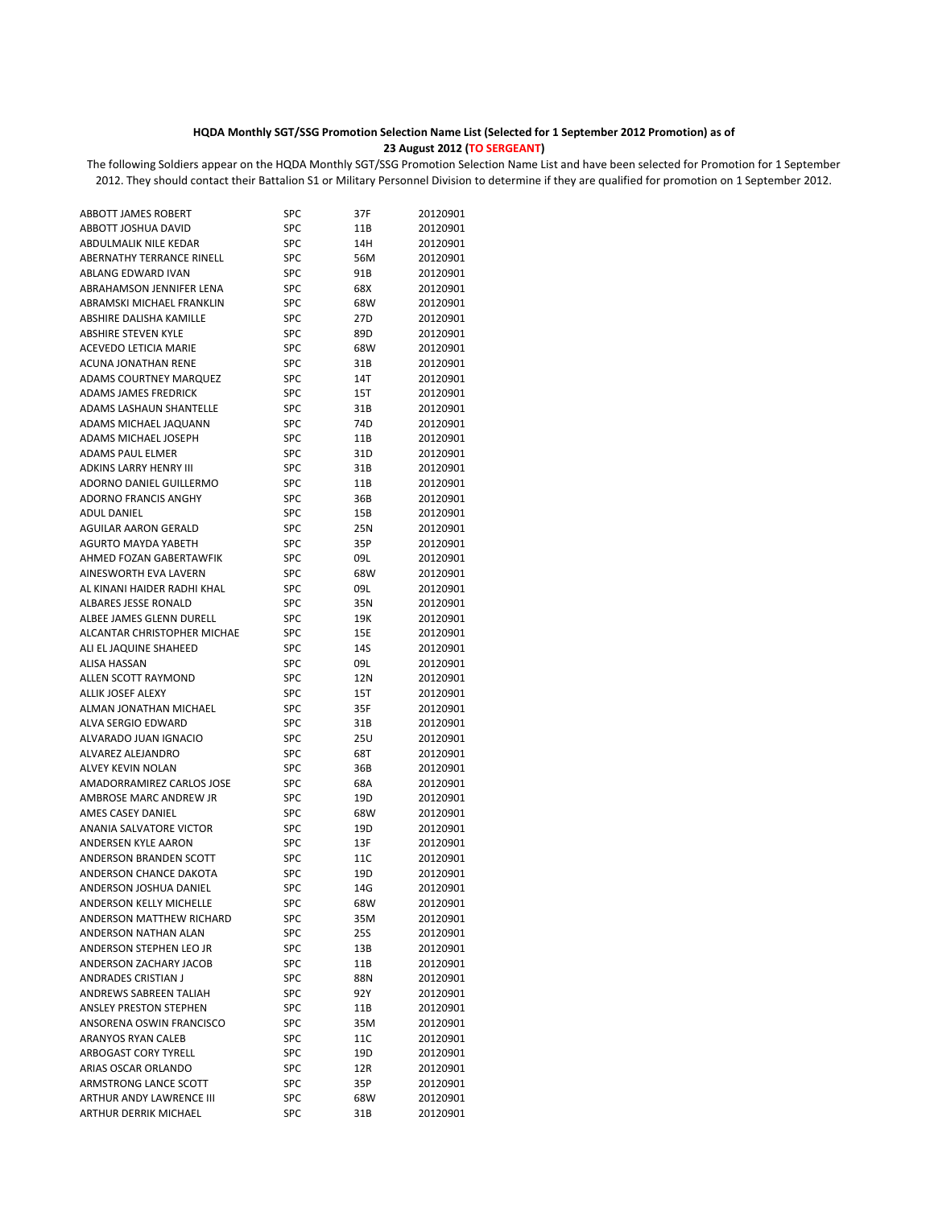**HQDA Monthly SGT/SSG Promotion Selection Name List (Selected for 1 September 2012 Promotion) as of 23 August 2012 (TO SERGEANT)**

The following Soldiers appear on the HQDA Monthly SGT/SSG Promotion Selection Name List and have been selected for Promotion for 1 September 2012. They should contact their Battalion S1 or Military Personnel Division to determine if they are qualified for promotion on 1 September 2012.

| | | | |
|---|---|---|---|
| ABBOTT JAMES ROBERT | SPC | 37F | 20120901 |
| ABBOTT JOSHUA DAVID | SPC | 11B | 20120901 |
| ABDULMALIK NILE KEDAR | SPC | 14H | 20120901 |
| ABERNATHY TERRANCE RINELL | SPC | 56M | 20120901 |
| ABLANG EDWARD IVAN | SPC | 91B | 20120901 |
| ABRAHAMSON JENNIFER LENA | SPC | 68X | 20120901 |
| ABRAMSKI MICHAEL FRANKLIN | SPC | 68W | 20120901 |
| ABSHIRE DALISHA KAMILLE | SPC | 27D | 20120901 |
| ABSHIRE STEVEN KYLE | SPC | 89D | 20120901 |
| ACEVEDO LETICIA MARIE | SPC | 68W | 20120901 |
| ACUNA JONATHAN RENE | SPC | 31B | 20120901 |
| ADAMS COURTNEY MARQUEZ | SPC | 14T | 20120901 |
| ADAMS JAMES FREDRICK | SPC | 15T | 20120901 |
| ADAMS LASHAUN SHANTELLE | SPC | 31B | 20120901 |
| ADAMS MICHAEL JAQUANN | SPC | 74D | 20120901 |
| ADAMS MICHAEL JOSEPH | SPC | 11B | 20120901 |
| ADAMS PAUL ELMER | SPC | 31D | 20120901 |
| ADKINS LARRY HENRY III | SPC | 31B | 20120901 |
| ADORNO DANIEL GUILLERMO | SPC | 11B | 20120901 |
| ADORNO FRANCIS ANGHY | SPC | 36B | 20120901 |
| ADUL DANIEL | SPC | 15B | 20120901 |
| AGUILAR AARON GERALD | SPC | 25N | 20120901 |
| AGURTO MAYDA YABETH | SPC | 35P | 20120901 |
| AHMED FOZAN GABERTAWFIK | SPC | 09L | 20120901 |
| AINESWORTH EVA LAVERN | SPC | 68W | 20120901 |
| AL KINANI HAIDER RADHI KHAL | SPC | 09L | 20120901 |
| ALBARES JESSE RONALD | SPC | 35N | 20120901 |
| ALBEE JAMES GLENN DURELL | SPC | 19K | 20120901 |
| ALCANTAR CHRISTOPHER MICHAE | SPC | 15E | 20120901 |
| ALI EL JAQUINE SHAHEED | SPC | 14S | 20120901 |
| ALISA HASSAN | SPC | 09L | 20120901 |
| ALLEN SCOTT RAYMOND | SPC | 12N | 20120901 |
| ALLIK JOSEF ALEXY | SPC | 15T | 20120901 |
| ALMAN JONATHAN MICHAEL | SPC | 35F | 20120901 |
| ALVA SERGIO EDWARD | SPC | 31B | 20120901 |
| ALVARADO JUAN IGNACIO | SPC | 25U | 20120901 |
| ALVAREZ ALEJANDRO | SPC | 68T | 20120901 |
| ALVEY KEVIN NOLAN | SPC | 36B | 20120901 |
| AMADORRAMIREZ CARLOS JOSE | SPC | 68A | 20120901 |
| AMBROSE MARC ANDREW JR | SPC | 19D | 20120901 |
| AMES CASEY DANIEL | SPC | 68W | 20120901 |
| ANANIA SALVATORE VICTOR | SPC | 19D | 20120901 |
| ANDERSEN KYLE AARON | SPC | 13F | 20120901 |
| ANDERSON BRANDEN SCOTT | SPC | 11C | 20120901 |
| ANDERSON CHANCE DAKOTA | SPC | 19D | 20120901 |
| ANDERSON JOSHUA DANIEL | SPC | 14G | 20120901 |
| ANDERSON KELLY MICHELLE | SPC | 68W | 20120901 |
| ANDERSON MATTHEW RICHARD | SPC | 35M | 20120901 |
| ANDERSON NATHAN ALAN | SPC | 25S | 20120901 |
| ANDERSON STEPHEN LEO JR | SPC | 13B | 20120901 |
| ANDERSON ZACHARY JACOB | SPC | 11B | 20120901 |
| ANDRADES CRISTIAN J | SPC | 88N | 20120901 |
| ANDREWS SABREEN TALIAH | SPC | 92Y | 20120901 |
| ANSLEY PRESTON STEPHEN | SPC | 11B | 20120901 |
| ANSORENA OSWIN FRANCISCO | SPC | 35M | 20120901 |
| ARANYOS RYAN CALEB | SPC | 11C | 20120901 |
| ARBOGAST CORY TYRELL | SPC | 19D | 20120901 |
| ARIAS OSCAR ORLANDO | SPC | 12R | 20120901 |
| ARMSTRONG LANCE SCOTT | SPC | 35P | 20120901 |
| ARTHUR ANDY LAWRENCE III | SPC | 68W | 20120901 |
| ARTHUR DERRIK MICHAEL | SPC | 31B | 20120901 |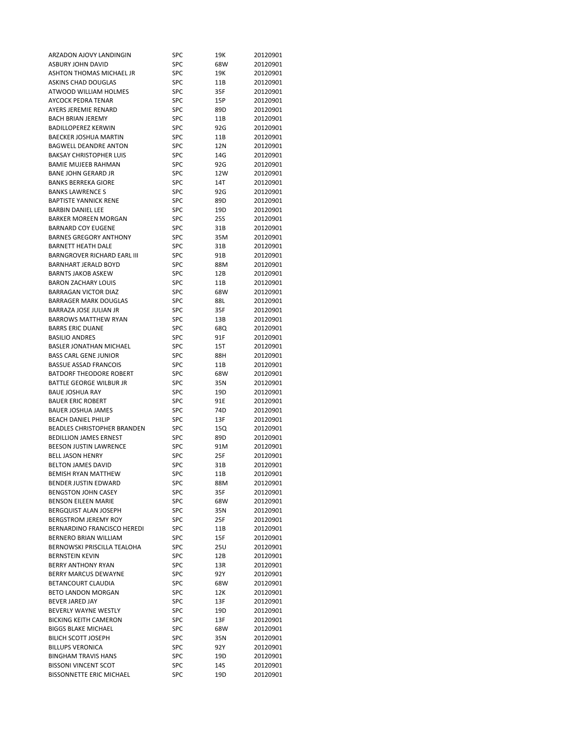| | | | |
|---|---|---|---|
| ARZADON AJOVY LANDINGIN | SPC | 19K | 20120901 |
| ASBURY JOHN DAVID | SPC | 68W | 20120901 |
| ASHTON THOMAS MICHAEL JR | SPC | 19K | 20120901 |
| ASKINS CHAD DOUGLAS | SPC | 11B | 20120901 |
| ATWOOD WILLIAM HOLMES | SPC | 35F | 20120901 |
| AYCOCK PEDRA TENAR | SPC | 15P | 20120901 |
| AYERS JEREMIE RENARD | SPC | 89D | 20120901 |
| BACH BRIAN JEREMY | SPC | 11B | 20120901 |
| BADILLOPEREZ KERWIN | SPC | 92G | 20120901 |
| BAECKER JOSHUA MARTIN | SPC | 11B | 20120901 |
| BAGWELL DEANDRE ANTON | SPC | 12N | 20120901 |
| BAKSAY CHRISTOPHER LUIS | SPC | 14G | 20120901 |
| BAMIE MUJEEB RAHMAN | SPC | 92G | 20120901 |
| BANE JOHN GERARD JR | SPC | 12W | 20120901 |
| BANKS BERREKA GIORE | SPC | 14T | 20120901 |
| BANKS LAWRENCE S | SPC | 92G | 20120901 |
| BAPTISTE YANNICK RENE | SPC | 89D | 20120901 |
| BARBIN DANIEL LEE | SPC | 19D | 20120901 |
| BARKER MOREEN MORGAN | SPC | 25S | 20120901 |
| BARNARD COY EUGENE | SPC | 31B | 20120901 |
| BARNES GREGORY ANTHONY | SPC | 35M | 20120901 |
| BARNETT HEATH DALE | SPC | 31B | 20120901 |
| BARNGROVER RICHARD EARL III | SPC | 91B | 20120901 |
| BARNHART JERALD BOYD | SPC | 88M | 20120901 |
| BARNTS JAKOB ASKEW | SPC | 12B | 20120901 |
| BARON ZACHARY LOUIS | SPC | 11B | 20120901 |
| BARRAGAN VICTOR DIAZ | SPC | 68W | 20120901 |
| BARRAGER MARK DOUGLAS | SPC | 88L | 20120901 |
| BARRAZA JOSE JULIAN JR | SPC | 35F | 20120901 |
| BARROWS MATTHEW RYAN | SPC | 13B | 20120901 |
| BARRS ERIC DUANE | SPC | 68Q | 20120901 |
| BASILIO ANDRES | SPC | 91F | 20120901 |
| BASLER JONATHAN MICHAEL | SPC | 15T | 20120901 |
| BASS CARL GENE JUNIOR | SPC | 88H | 20120901 |
| BASSUE ASSAD FRANCOIS | SPC | 11B | 20120901 |
| BATDORF THEODORE ROBERT | SPC | 68W | 20120901 |
| BATTLE GEORGE WILBUR JR | SPC | 35N | 20120901 |
| BAUE JOSHUA RAY | SPC | 19D | 20120901 |
| BAUER ERIC ROBERT | SPC | 91E | 20120901 |
| BAUER JOSHUA JAMES | SPC | 74D | 20120901 |
| BEACH DANIEL PHILIP | SPC | 13F | 20120901 |
| BEADLES CHRISTOPHER BRANDEN | SPC | 15Q | 20120901 |
| BEDILLION JAMES ERNEST | SPC | 89D | 20120901 |
| BEESON JUSTIN LAWRENCE | SPC | 91M | 20120901 |
| BELL JASON HENRY | SPC | 25F | 20120901 |
| BELTON JAMES DAVID | SPC | 31B | 20120901 |
| BEMISH RYAN MATTHEW | SPC | 11B | 20120901 |
| BENDER JUSTIN EDWARD | SPC | 88M | 20120901 |
| BENGSTON JOHN CASEY | SPC | 35F | 20120901 |
| BENSON EILEEN MARIE | SPC | 68W | 20120901 |
| BERGQUIST ALAN JOSEPH | SPC | 35N | 20120901 |
| BERGSTROM JEREMY ROY | SPC | 25F | 20120901 |
| BERNARDINO FRANCISCO HEREDI | SPC | 11B | 20120901 |
| BERNERO BRIAN WILLIAM | SPC | 15F | 20120901 |
| BERNOWSKI PRISCILLA TEALOHA | SPC | 25U | 20120901 |
| BERNSTEIN KEVIN | SPC | 12B | 20120901 |
| BERRY ANTHONY RYAN | SPC | 13R | 20120901 |
| BERRY MARCUS DEWAYNE | SPC | 92Y | 20120901 |
| BETANCOURT CLAUDIA | SPC | 68W | 20120901 |
| BETO LANDON MORGAN | SPC | 12K | 20120901 |
| BEVER JARED JAY | SPC | 13F | 20120901 |
| BEVERLY WAYNE WESTLY | SPC | 19D | 20120901 |
| BICKING KEITH CAMERON | SPC | 13F | 20120901 |
| BIGGS BLAKE MICHAEL | SPC | 68W | 20120901 |
| BILICH SCOTT JOSEPH | SPC | 35N | 20120901 |
| BILLUPS VERONICA | SPC | 92Y | 20120901 |
| BINGHAM TRAVIS HANS | SPC | 19D | 20120901 |
| BISSONI VINCENT SCOT | SPC | 14S | 20120901 |
| BISSONNETTE ERIC MICHAEL | SPC | 19D | 20120901 |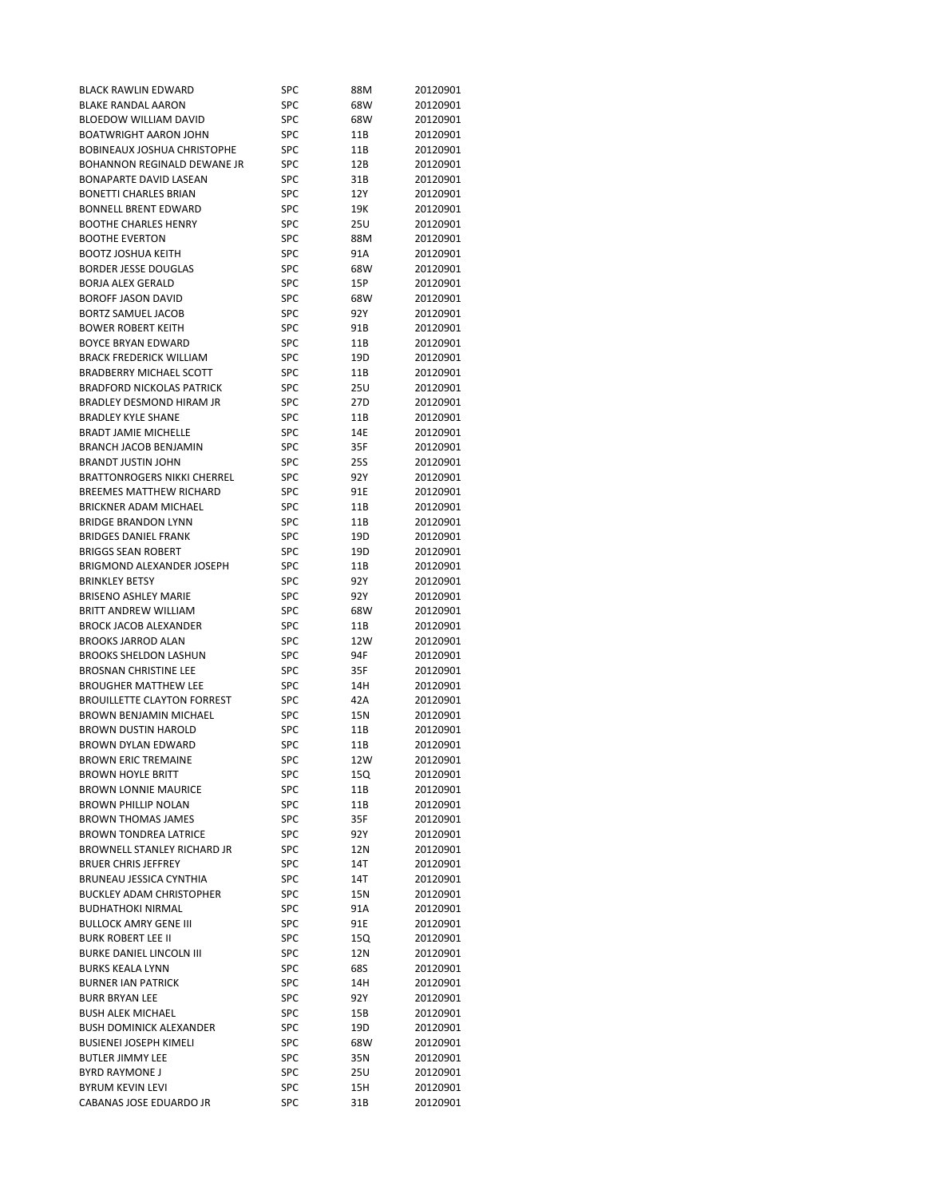| | | | |
|---|---|---|---|
| BLACK RAWLIN EDWARD | SPC | 88M | 20120901 |
| BLAKE RANDAL AARON | SPC | 68W | 20120901 |
| BLOEDOW WILLIAM DAVID | SPC | 68W | 20120901 |
| BOATWRIGHT AARON JOHN | SPC | 11B | 20120901 |
| BOBINEAUX JOSHUA CHRISTOPHE | SPC | 11B | 20120901 |
| BOHANNON REGINALD DEWANE JR | SPC | 12B | 20120901 |
| BONAPARTE DAVID LASEAN | SPC | 31B | 20120901 |
| BONETTI CHARLES BRIAN | SPC | 12Y | 20120901 |
| BONNELL BRENT EDWARD | SPC | 19K | 20120901 |
| BOOTHE CHARLES HENRY | SPC | 25U | 20120901 |
| BOOTHE EVERTON | SPC | 88M | 20120901 |
| BOOTZ JOSHUA KEITH | SPC | 91A | 20120901 |
| BORDER JESSE DOUGLAS | SPC | 68W | 20120901 |
| BORJA ALEX GERALD | SPC | 15P | 20120901 |
| BOROFF JASON DAVID | SPC | 68W | 20120901 |
| BORTZ SAMUEL JACOB | SPC | 92Y | 20120901 |
| BOWER ROBERT KEITH | SPC | 91B | 20120901 |
| BOYCE BRYAN EDWARD | SPC | 11B | 20120901 |
| BRACK FREDERICK WILLIAM | SPC | 19D | 20120901 |
| BRADBERRY MICHAEL SCOTT | SPC | 11B | 20120901 |
| BRADFORD NICKOLAS PATRICK | SPC | 25U | 20120901 |
| BRADLEY DESMOND HIRAM JR | SPC | 27D | 20120901 |
| BRADLEY KYLE SHANE | SPC | 11B | 20120901 |
| BRADT JAMIE MICHELLE | SPC | 14E | 20120901 |
| BRANCH JACOB BENJAMIN | SPC | 35F | 20120901 |
| BRANDT JUSTIN JOHN | SPC | 25S | 20120901 |
| BRATTONROGERS NIKKI CHERREL | SPC | 92Y | 20120901 |
| BREEMES MATTHEW RICHARD | SPC | 91E | 20120901 |
| BRICKNER ADAM MICHAEL | SPC | 11B | 20120901 |
| BRIDGE BRANDON LYNN | SPC | 11B | 20120901 |
| BRIDGES DANIEL FRANK | SPC | 19D | 20120901 |
| BRIGGS SEAN ROBERT | SPC | 19D | 20120901 |
| BRIGMOND ALEXANDER JOSEPH | SPC | 11B | 20120901 |
| BRINKLEY BETSY | SPC | 92Y | 20120901 |
| BRISENO ASHLEY MARIE | SPC | 92Y | 20120901 |
| BRITT ANDREW WILLIAM | SPC | 68W | 20120901 |
| BROCK JACOB ALEXANDER | SPC | 11B | 20120901 |
| BROOKS JARROD ALAN | SPC | 12W | 20120901 |
| BROOKS SHELDON LASHUN | SPC | 94F | 20120901 |
| BROSNAN CHRISTINE LEE | SPC | 35F | 20120901 |
| BROUGHER MATTHEW LEE | SPC | 14H | 20120901 |
| BROUILLETTE CLAYTON FORREST | SPC | 42A | 20120901 |
| BROWN BENJAMIN MICHAEL | SPC | 15N | 20120901 |
| BROWN DUSTIN HAROLD | SPC | 11B | 20120901 |
| BROWN DYLAN EDWARD | SPC | 11B | 20120901 |
| BROWN ERIC TREMAINE | SPC | 12W | 20120901 |
| BROWN HOYLE BRITT | SPC | 15Q | 20120901 |
| BROWN LONNIE MAURICE | SPC | 11B | 20120901 |
| BROWN PHILLIP NOLAN | SPC | 11B | 20120901 |
| BROWN THOMAS JAMES | SPC | 35F | 20120901 |
| BROWN TONDREA LATRICE | SPC | 92Y | 20120901 |
| BROWNELL STANLEY RICHARD JR | SPC | 12N | 20120901 |
| BRUER CHRIS JEFFREY | SPC | 14T | 20120901 |
| BRUNEAU JESSICA CYNTHIA | SPC | 14T | 20120901 |
| BUCKLEY ADAM CHRISTOPHER | SPC | 15N | 20120901 |
| BUDHATHOKI NIRMAL | SPC | 91A | 20120901 |
| BULLOCK AMRY GENE III | SPC | 91E | 20120901 |
| BURK ROBERT LEE II | SPC | 15Q | 20120901 |
| BURKE DANIEL LINCOLN III | SPC | 12N | 20120901 |
| BURKS KEALA LYNN | SPC | 68S | 20120901 |
| BURNER IAN PATRICK | SPC | 14H | 20120901 |
| BURR BRYAN LEE | SPC | 92Y | 20120901 |
| BUSH ALEK MICHAEL | SPC | 15B | 20120901 |
| BUSH DOMINICK ALEXANDER | SPC | 19D | 20120901 |
| BUSIENEI JOSEPH KIMELI | SPC | 68W | 20120901 |
| BUTLER JIMMY LEE | SPC | 35N | 20120901 |
| BYRD RAYMONE J | SPC | 25U | 20120901 |
| BYRUM KEVIN LEVI | SPC | 15H | 20120901 |
| CABANAS JOSE EDUARDO JR | SPC | 31B | 20120901 |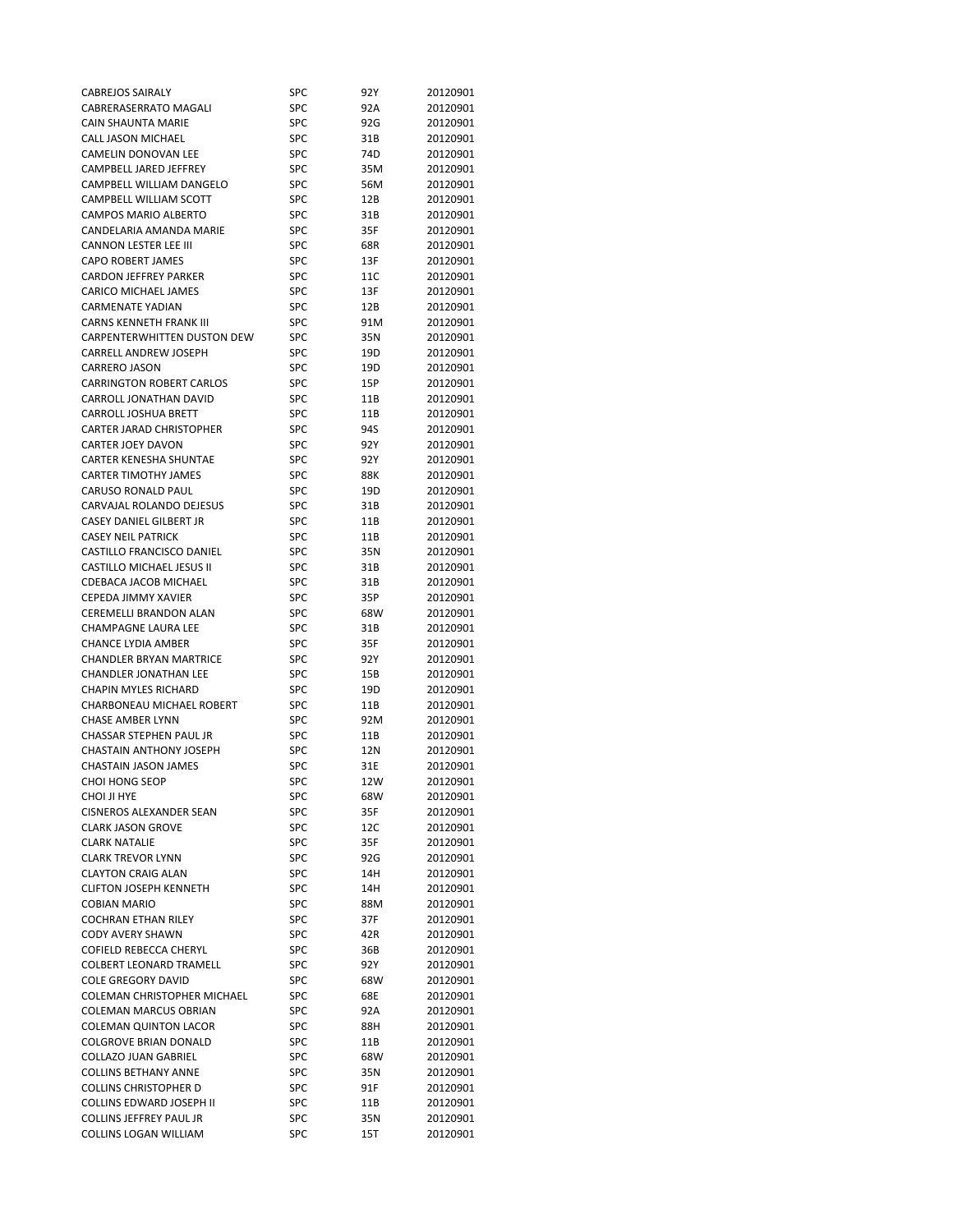| | | | |
|---|---|---|---|
| CABREJOS SAIRALY | SPC | 92Y | 20120901 |
| CABRERASERRATO MAGALI | SPC | 92A | 20120901 |
| CAIN SHAUNTA MARIE | SPC | 92G | 20120901 |
| CALL JASON MICHAEL | SPC | 31B | 20120901 |
| CAMELIN DONOVAN LEE | SPC | 74D | 20120901 |
| CAMPBELL JARED JEFFREY | SPC | 35M | 20120901 |
| CAMPBELL WILLIAM DANGELO | SPC | 56M | 20120901 |
| CAMPBELL WILLIAM SCOTT | SPC | 12B | 20120901 |
| CAMPOS MARIO ALBERTO | SPC | 31B | 20120901 |
| CANDELARIA AMANDA MARIE | SPC | 35F | 20120901 |
| CANNON LESTER LEE III | SPC | 68R | 20120901 |
| CAPO ROBERT JAMES | SPC | 13F | 20120901 |
| CARDON JEFFREY PARKER | SPC | 11C | 20120901 |
| CARICO MICHAEL JAMES | SPC | 13F | 20120901 |
| CARMENATE YADIAN | SPC | 12B | 20120901 |
| CARNS KENNETH FRANK III | SPC | 91M | 20120901 |
| CARPENTERWHITTEN DUSTON DEW | SPC | 35N | 20120901 |
| CARRELL ANDREW JOSEPH | SPC | 19D | 20120901 |
| CARRERO JASON | SPC | 19D | 20120901 |
| CARRINGTON ROBERT CARLOS | SPC | 15P | 20120901 |
| CARROLL JONATHAN DAVID | SPC | 11B | 20120901 |
| CARROLL JOSHUA BRETT | SPC | 11B | 20120901 |
| CARTER JARAD CHRISTOPHER | SPC | 94S | 20120901 |
| CARTER JOEY DAVON | SPC | 92Y | 20120901 |
| CARTER KENESHA SHUNTAE | SPC | 92Y | 20120901 |
| CARTER TIMOTHY JAMES | SPC | 88K | 20120901 |
| CARUSO RONALD PAUL | SPC | 19D | 20120901 |
| CARVAJAL ROLANDO DEJESUS | SPC | 31B | 20120901 |
| CASEY DANIEL GILBERT JR | SPC | 11B | 20120901 |
| CASEY NEIL PATRICK | SPC | 11B | 20120901 |
| CASTILLO FRANCISCO DANIEL | SPC | 35N | 20120901 |
| CASTILLO MICHAEL JESUS II | SPC | 31B | 20120901 |
| CDEBACA JACOB MICHAEL | SPC | 31B | 20120901 |
| CEPEDA JIMMY XAVIER | SPC | 35P | 20120901 |
| CEREMELLI BRANDON ALAN | SPC | 68W | 20120901 |
| CHAMPAGNE LAURA LEE | SPC | 31B | 20120901 |
| CHANCE LYDIA AMBER | SPC | 35F | 20120901 |
| CHANDLER BRYAN MARTRICE | SPC | 92Y | 20120901 |
| CHANDLER JONATHAN LEE | SPC | 15B | 20120901 |
| CHAPIN MYLES RICHARD | SPC | 19D | 20120901 |
| CHARBONEAU MICHAEL ROBERT | SPC | 11B | 20120901 |
| CHASE AMBER LYNN | SPC | 92M | 20120901 |
| CHASSAR STEPHEN PAUL JR | SPC | 11B | 20120901 |
| CHASTAIN ANTHONY JOSEPH | SPC | 12N | 20120901 |
| CHASTAIN JASON JAMES | SPC | 31E | 20120901 |
| CHOI HONG SEOP | SPC | 12W | 20120901 |
| CHOI JI HYE | SPC | 68W | 20120901 |
| CISNEROS ALEXANDER SEAN | SPC | 35F | 20120901 |
| CLARK JASON GROVE | SPC | 12C | 20120901 |
| CLARK NATALIE | SPC | 35F | 20120901 |
| CLARK TREVOR LYNN | SPC | 92G | 20120901 |
| CLAYTON CRAIG ALAN | SPC | 14H | 20120901 |
| CLIFTON JOSEPH KENNETH | SPC | 14H | 20120901 |
| COBIAN MARIO | SPC | 88M | 20120901 |
| COCHRAN ETHAN RILEY | SPC | 37F | 20120901 |
| CODY AVERY SHAWN | SPC | 42R | 20120901 |
| COFIELD REBECCA CHERYL | SPC | 36B | 20120901 |
| COLBERT LEONARD TRAMELL | SPC | 92Y | 20120901 |
| COLE GREGORY DAVID | SPC | 68W | 20120901 |
| COLEMAN CHRISTOPHER MICHAEL | SPC | 68E | 20120901 |
| COLEMAN MARCUS OBRIAN | SPC | 92A | 20120901 |
| COLEMAN QUINTON LACOR | SPC | 88H | 20120901 |
| COLGROVE BRIAN DONALD | SPC | 11B | 20120901 |
| COLLAZO JUAN GABRIEL | SPC | 68W | 20120901 |
| COLLINS BETHANY ANNE | SPC | 35N | 20120901 |
| COLLINS CHRISTOPHER D | SPC | 91F | 20120901 |
| COLLINS EDWARD JOSEPH II | SPC | 11B | 20120901 |
| COLLINS JEFFREY PAUL JR | SPC | 35N | 20120901 |
| COLLINS LOGAN WILLIAM | SPC | 15T | 20120901 |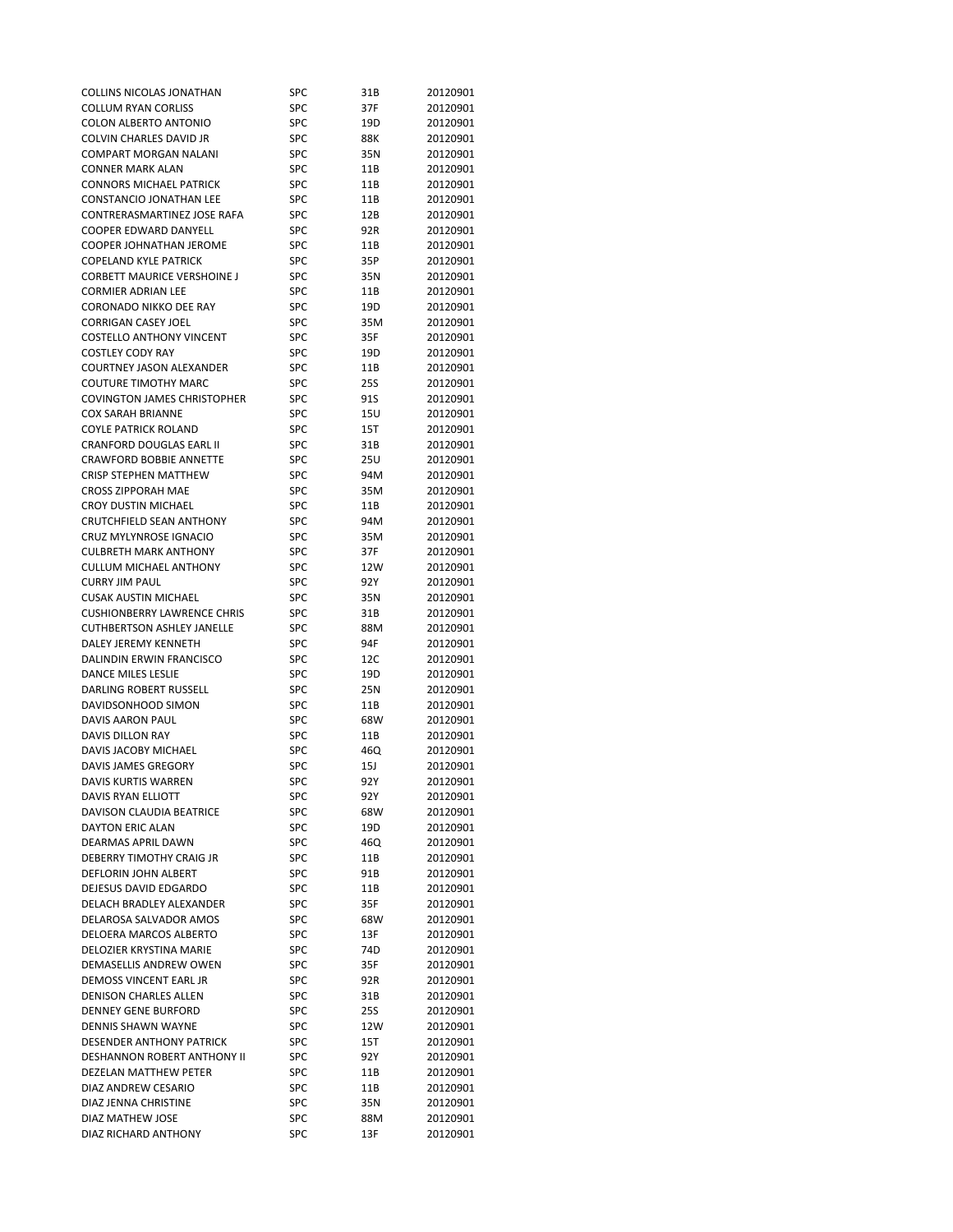| | | | |
|---|---|---|---|
| COLLINS NICOLAS JONATHAN | SPC | 31B | 20120901 |
| COLLUM RYAN CORLISS | SPC | 37F | 20120901 |
| COLON ALBERTO ANTONIO | SPC | 19D | 20120901 |
| COLVIN CHARLES DAVID JR | SPC | 88K | 20120901 |
| COMPART MORGAN NALANI | SPC | 35N | 20120901 |
| CONNER MARK ALAN | SPC | 11B | 20120901 |
| CONNORS MICHAEL PATRICK | SPC | 11B | 20120901 |
| CONSTANCIO JONATHAN LEE | SPC | 11B | 20120901 |
| CONTRERASMARTINEZ JOSE RAFA | SPC | 12B | 20120901 |
| COOPER EDWARD DANYELL | SPC | 92R | 20120901 |
| COOPER JOHNATHAN JEROME | SPC | 11B | 20120901 |
| COPELAND KYLE PATRICK | SPC | 35P | 20120901 |
| CORBETT MAURICE VERSHOINE J | SPC | 35N | 20120901 |
| CORMIER ADRIAN LEE | SPC | 11B | 20120901 |
| CORONADO NIKKO DEE RAY | SPC | 19D | 20120901 |
| CORRIGAN CASEY JOEL | SPC | 35M | 20120901 |
| COSTELLO ANTHONY VINCENT | SPC | 35F | 20120901 |
| COSTLEY CODY RAY | SPC | 19D | 20120901 |
| COURTNEY JASON ALEXANDER | SPC | 11B | 20120901 |
| COUTURE TIMOTHY MARC | SPC | 25S | 20120901 |
| COVINGTON JAMES CHRISTOPHER | SPC | 91S | 20120901 |
| COX SARAH BRIANNE | SPC | 15U | 20120901 |
| COYLE PATRICK ROLAND | SPC | 15T | 20120901 |
| CRANFORD DOUGLAS EARL II | SPC | 31B | 20120901 |
| CRAWFORD BOBBIE ANNETTE | SPC | 25U | 20120901 |
| CRISP STEPHEN MATTHEW | SPC | 94M | 20120901 |
| CROSS ZIPPORAH MAE | SPC | 35M | 20120901 |
| CROY DUSTIN MICHAEL | SPC | 11B | 20120901 |
| CRUTCHFIELD SEAN ANTHONY | SPC | 94M | 20120901 |
| CRUZ MYLYNROSE IGNACIO | SPC | 35M | 20120901 |
| CULBRETH MARK ANTHONY | SPC | 37F | 20120901 |
| CULLUM MICHAEL ANTHONY | SPC | 12W | 20120901 |
| CURRY JIM PAUL | SPC | 92Y | 20120901 |
| CUSAK AUSTIN MICHAEL | SPC | 35N | 20120901 |
| CUSHIONBERRY LAWRENCE CHRIS | SPC | 31B | 20120901 |
| CUTHBERTSON ASHLEY JANELLE | SPC | 88M | 20120901 |
| DALEY JEREMY KENNETH | SPC | 94F | 20120901 |
| DALINDIN ERWIN FRANCISCO | SPC | 12C | 20120901 |
| DANCE MILES LESLIE | SPC | 19D | 20120901 |
| DARLING ROBERT RUSSELL | SPC | 25N | 20120901 |
| DAVIDSONHOOD SIMON | SPC | 11B | 20120901 |
| DAVIS AARON PAUL | SPC | 68W | 20120901 |
| DAVIS DILLON RAY | SPC | 11B | 20120901 |
| DAVIS JACOBY MICHAEL | SPC | 46Q | 20120901 |
| DAVIS JAMES GREGORY | SPC | 15J | 20120901 |
| DAVIS KURTIS WARREN | SPC | 92Y | 20120901 |
| DAVIS RYAN ELLIOTT | SPC | 92Y | 20120901 |
| DAVISON CLAUDIA BEATRICE | SPC | 68W | 20120901 |
| DAYTON ERIC ALAN | SPC | 19D | 20120901 |
| DEARMAS APRIL DAWN | SPC | 46Q | 20120901 |
| DEBERRY TIMOTHY CRAIG JR | SPC | 11B | 20120901 |
| DEFLORIN JOHN ALBERT | SPC | 91B | 20120901 |
| DEJESUS DAVID EDGARDO | SPC | 11B | 20120901 |
| DELACH BRADLEY ALEXANDER | SPC | 35F | 20120901 |
| DELAROSA SALVADOR AMOS | SPC | 68W | 20120901 |
| DELOERA MARCOS ALBERTO | SPC | 13F | 20120901 |
| DELOZIER KRYSTINA MARIE | SPC | 74D | 20120901 |
| DEMASELLIS ANDREW OWEN | SPC | 35F | 20120901 |
| DEMOSS VINCENT EARL JR | SPC | 92R | 20120901 |
| DENISON CHARLES ALLEN | SPC | 31B | 20120901 |
| DENNEY GENE BURFORD | SPC | 25S | 20120901 |
| DENNIS SHAWN WAYNE | SPC | 12W | 20120901 |
| DESENDER ANTHONY PATRICK | SPC | 15T | 20120901 |
| DESHANNON ROBERT ANTHONY II | SPC | 92Y | 20120901 |
| DEZELAN MATTHEW PETER | SPC | 11B | 20120901 |
| DIAZ ANDREW CESARIO | SPC | 11B | 20120901 |
| DIAZ JENNA CHRISTINE | SPC | 35N | 20120901 |
| DIAZ MATHEW JOSE | SPC | 88M | 20120901 |
| DIAZ RICHARD ANTHONY | SPC | 13F | 20120901 |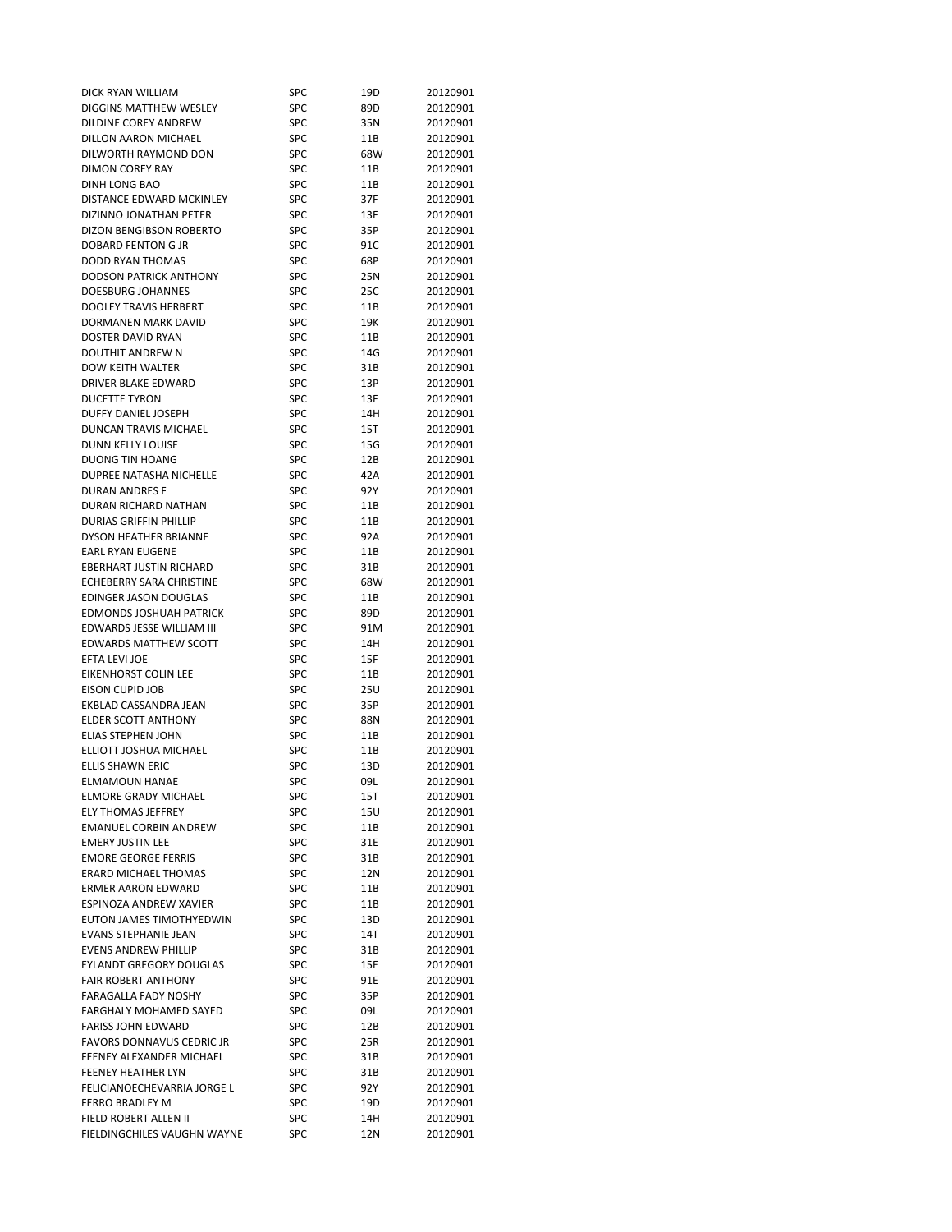| | | | |
|---|---|---|---|
| DICK RYAN WILLIAM | SPC | 19D | 20120901 |
| DIGGINS MATTHEW WESLEY | SPC | 89D | 20120901 |
| DILDINE COREY ANDREW | SPC | 35N | 20120901 |
| DILLON AARON MICHAEL | SPC | 11B | 20120901 |
| DILWORTH RAYMOND DON | SPC | 68W | 20120901 |
| DIMON COREY RAY | SPC | 11B | 20120901 |
| DINH LONG BAO | SPC | 11B | 20120901 |
| DISTANCE EDWARD MCKINLEY | SPC | 37F | 20120901 |
| DIZINNO JONATHAN PETER | SPC | 13F | 20120901 |
| DIZON BENGIBSON ROBERTO | SPC | 35P | 20120901 |
| DOBARD FENTON G JR | SPC | 91C | 20120901 |
| DODD RYAN THOMAS | SPC | 68P | 20120901 |
| DODSON PATRICK ANTHONY | SPC | 25N | 20120901 |
| DOESBURG JOHANNES | SPC | 25C | 20120901 |
| DOOLEY TRAVIS HERBERT | SPC | 11B | 20120901 |
| DORMANEN MARK DAVID | SPC | 19K | 20120901 |
| DOSTER DAVID RYAN | SPC | 11B | 20120901 |
| DOUTHIT ANDREW N | SPC | 14G | 20120901 |
| DOW KEITH WALTER | SPC | 31B | 20120901 |
| DRIVER BLAKE EDWARD | SPC | 13P | 20120901 |
| DUCETTE TYRON | SPC | 13F | 20120901 |
| DUFFY DANIEL JOSEPH | SPC | 14H | 20120901 |
| DUNCAN TRAVIS MICHAEL | SPC | 15T | 20120901 |
| DUNN KELLY LOUISE | SPC | 15G | 20120901 |
| DUONG TIN HOANG | SPC | 12B | 20120901 |
| DUPREE NATASHA NICHELLE | SPC | 42A | 20120901 |
| DURAN ANDRES F | SPC | 92Y | 20120901 |
| DURAN RICHARD NATHAN | SPC | 11B | 20120901 |
| DURIAS GRIFFIN PHILLIP | SPC | 11B | 20120901 |
| DYSON HEATHER BRIANNE | SPC | 92A | 20120901 |
| EARL RYAN EUGENE | SPC | 11B | 20120901 |
| EBERHART JUSTIN RICHARD | SPC | 31B | 20120901 |
| ECHEBERRY SARA CHRISTINE | SPC | 68W | 20120901 |
| EDINGER JASON DOUGLAS | SPC | 11B | 20120901 |
| EDMONDS JOSHUAH PATRICK | SPC | 89D | 20120901 |
| EDWARDS JESSE WILLIAM III | SPC | 91M | 20120901 |
| EDWARDS MATTHEW SCOTT | SPC | 14H | 20120901 |
| EFTA LEVI JOE | SPC | 15F | 20120901 |
| EIKENHORST COLIN LEE | SPC | 11B | 20120901 |
| EISON CUPID JOB | SPC | 25U | 20120901 |
| EKBLAD CASSANDRA JEAN | SPC | 35P | 20120901 |
| ELDER SCOTT ANTHONY | SPC | 88N | 20120901 |
| ELIAS STEPHEN JOHN | SPC | 11B | 20120901 |
| ELLIOTT JOSHUA MICHAEL | SPC | 11B | 20120901 |
| ELLIS SHAWN ERIC | SPC | 13D | 20120901 |
| ELMAMOUN HANAE | SPC | 09L | 20120901 |
| ELMORE GRADY MICHAEL | SPC | 15T | 20120901 |
| ELY THOMAS JEFFREY | SPC | 15U | 20120901 |
| EMANUEL CORBIN ANDREW | SPC | 11B | 20120901 |
| EMERY JUSTIN LEE | SPC | 31E | 20120901 |
| EMORE GEORGE FERRIS | SPC | 31B | 20120901 |
| ERARD MICHAEL THOMAS | SPC | 12N | 20120901 |
| ERMER AARON EDWARD | SPC | 11B | 20120901 |
| ESPINOZA ANDREW XAVIER | SPC | 11B | 20120901 |
| EUTON JAMES TIMOTHYEDWIN | SPC | 13D | 20120901 |
| EVANS STEPHANIE JEAN | SPC | 14T | 20120901 |
| EVENS ANDREW PHILLIP | SPC | 31B | 20120901 |
| EYLANDT GREGORY DOUGLAS | SPC | 15E | 20120901 |
| FAIR ROBERT ANTHONY | SPC | 91E | 20120901 |
| FARAGALLA FADY NOSHY | SPC | 35P | 20120901 |
| FARGHALY MOHAMED SAYED | SPC | 09L | 20120901 |
| FARISS JOHN EDWARD | SPC | 12B | 20120901 |
| FAVORS DONNAVUS CEDRIC JR | SPC | 25R | 20120901 |
| FEENEY ALEXANDER MICHAEL | SPC | 31B | 20120901 |
| FEENEY HEATHER LYN | SPC | 31B | 20120901 |
| FELICIANOECHEVARRIA JORGE L | SPC | 92Y | 20120901 |
| FERRO BRADLEY M | SPC | 19D | 20120901 |
| FIELD ROBERT ALLEN II | SPC | 14H | 20120901 |
| FIELDINGCHILES VAUGHN WAYNE | SPC | 12N | 20120901 |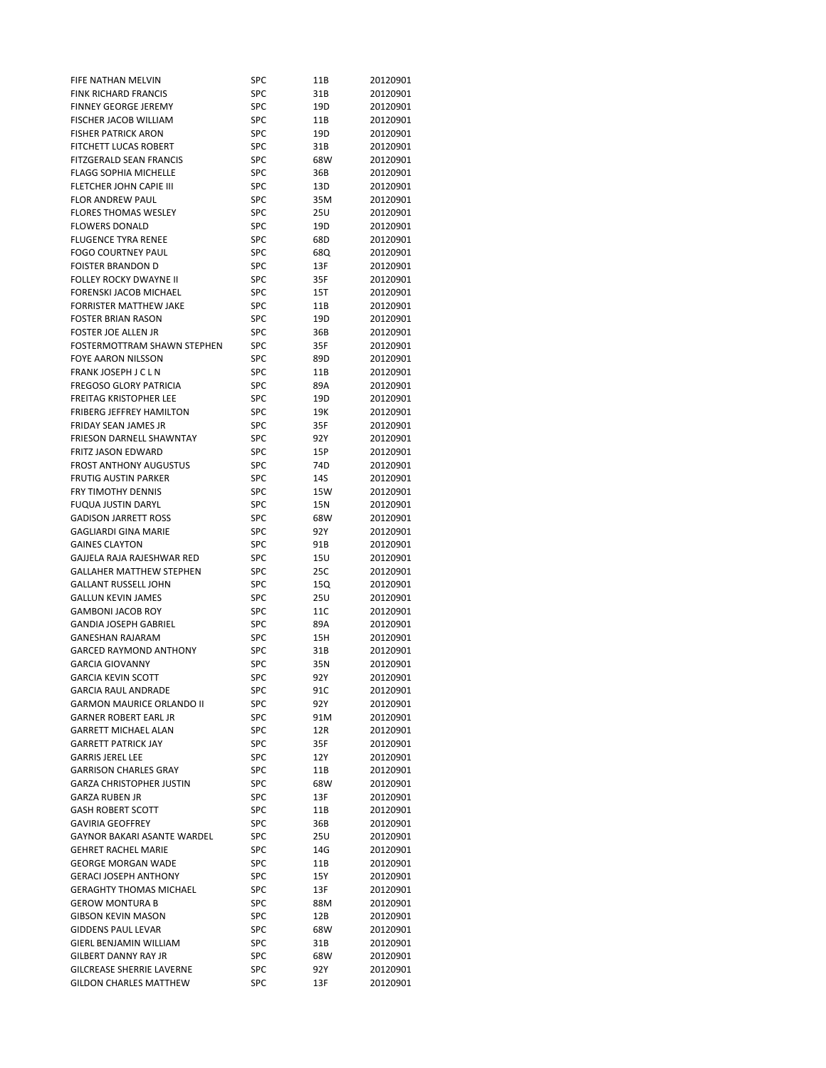| | | | |
|---|---|---|---|
| FIFE NATHAN MELVIN | SPC | 11B | 20120901 |
| FINK RICHARD FRANCIS | SPC | 31B | 20120901 |
| FINNEY GEORGE JEREMY | SPC | 19D | 20120901 |
| FISCHER JACOB WILLIAM | SPC | 11B | 20120901 |
| FISHER PATRICK ARON | SPC | 19D | 20120901 |
| FITCHETT LUCAS ROBERT | SPC | 31B | 20120901 |
| FITZGERALD SEAN FRANCIS | SPC | 68W | 20120901 |
| FLAGG SOPHIA MICHELLE | SPC | 36B | 20120901 |
| FLETCHER JOHN CAPIE III | SPC | 13D | 20120901 |
| FLOR ANDREW PAUL | SPC | 35M | 20120901 |
| FLORES THOMAS WESLEY | SPC | 25U | 20120901 |
| FLOWERS DONALD | SPC | 19D | 20120901 |
| FLUGENCE TYRA RENEE | SPC | 68D | 20120901 |
| FOGO COURTNEY PAUL | SPC | 68Q | 20120901 |
| FOISTER BRANDON D | SPC | 13F | 20120901 |
| FOLLEY ROCKY DWAYNE II | SPC | 35F | 20120901 |
| FORENSKI JACOB MICHAEL | SPC | 15T | 20120901 |
| FORRISTER MATTHEW JAKE | SPC | 11B | 20120901 |
| FOSTER BRIAN RASON | SPC | 19D | 20120901 |
| FOSTER JOE ALLEN JR | SPC | 36B | 20120901 |
| FOSTERMOTTRAM SHAWN STEPHEN | SPC | 35F | 20120901 |
| FOYE AARON NILSSON | SPC | 89D | 20120901 |
| FRANK JOSEPH J C L N | SPC | 11B | 20120901 |
| FREGOSO GLORY PATRICIA | SPC | 89A | 20120901 |
| FREITAG KRISTOPHER LEE | SPC | 19D | 20120901 |
| FRIBERG JEFFREY HAMILTON | SPC | 19K | 20120901 |
| FRIDAY SEAN JAMES JR | SPC | 35F | 20120901 |
| FRIESON DARNELL SHAWNTAY | SPC | 92Y | 20120901 |
| FRITZ JASON EDWARD | SPC | 15P | 20120901 |
| FROST ANTHONY AUGUSTUS | SPC | 74D | 20120901 |
| FRUTIG AUSTIN PARKER | SPC | 14S | 20120901 |
| FRY TIMOTHY DENNIS | SPC | 15W | 20120901 |
| FUQUA JUSTIN DARYL | SPC | 15N | 20120901 |
| GADISON JARRETT ROSS | SPC | 68W | 20120901 |
| GAGLIARDI GINA MARIE | SPC | 92Y | 20120901 |
| GAINES CLAYTON | SPC | 91B | 20120901 |
| GAJJELA RAJA RAJESHWAR RED | SPC | 15U | 20120901 |
| GALLAHER MATTHEW STEPHEN | SPC | 25C | 20120901 |
| GALLANT RUSSELL JOHN | SPC | 15Q | 20120901 |
| GALLUN KEVIN JAMES | SPC | 25U | 20120901 |
| GAMBONI JACOB ROY | SPC | 11C | 20120901 |
| GANDIA JOSEPH GABRIEL | SPC | 89A | 20120901 |
| GANESHAN RAJARAM | SPC | 15H | 20120901 |
| GARCED RAYMOND ANTHONY | SPC | 31B | 20120901 |
| GARCIA GIOVANNY | SPC | 35N | 20120901 |
| GARCIA KEVIN SCOTT | SPC | 92Y | 20120901 |
| GARCIA RAUL ANDRADE | SPC | 91C | 20120901 |
| GARMON MAURICE ORLANDO II | SPC | 92Y | 20120901 |
| GARNER ROBERT EARL JR | SPC | 91M | 20120901 |
| GARRETT MICHAEL ALAN | SPC | 12R | 20120901 |
| GARRETT PATRICK JAY | SPC | 35F | 20120901 |
| GARRIS JEREL LEE | SPC | 12Y | 20120901 |
| GARRISON CHARLES GRAY | SPC | 11B | 20120901 |
| GARZA CHRISTOPHER JUSTIN | SPC | 68W | 20120901 |
| GARZA RUBEN JR | SPC | 13F | 20120901 |
| GASH ROBERT SCOTT | SPC | 11B | 20120901 |
| GAVIRIA GEOFFREY | SPC | 36B | 20120901 |
| GAYNOR BAKARI ASANTE WARDEL | SPC | 25U | 20120901 |
| GEHRET RACHEL MARIE | SPC | 14G | 20120901 |
| GEORGE MORGAN WADE | SPC | 11B | 20120901 |
| GERACI JOSEPH ANTHONY | SPC | 15Y | 20120901 |
| GERAGHTY THOMAS MICHAEL | SPC | 13F | 20120901 |
| GEROW MONTURA B | SPC | 88M | 20120901 |
| GIBSON KEVIN MASON | SPC | 12B | 20120901 |
| GIDDENS PAUL LEVAR | SPC | 68W | 20120901 |
| GIERL BENJAMIN WILLIAM | SPC | 31B | 20120901 |
| GILBERT DANNY RAY JR | SPC | 68W | 20120901 |
| GILCREASE SHERRIE LAVERNE | SPC | 92Y | 20120901 |
| GILDON CHARLES MATTHEW | SPC | 13F | 20120901 |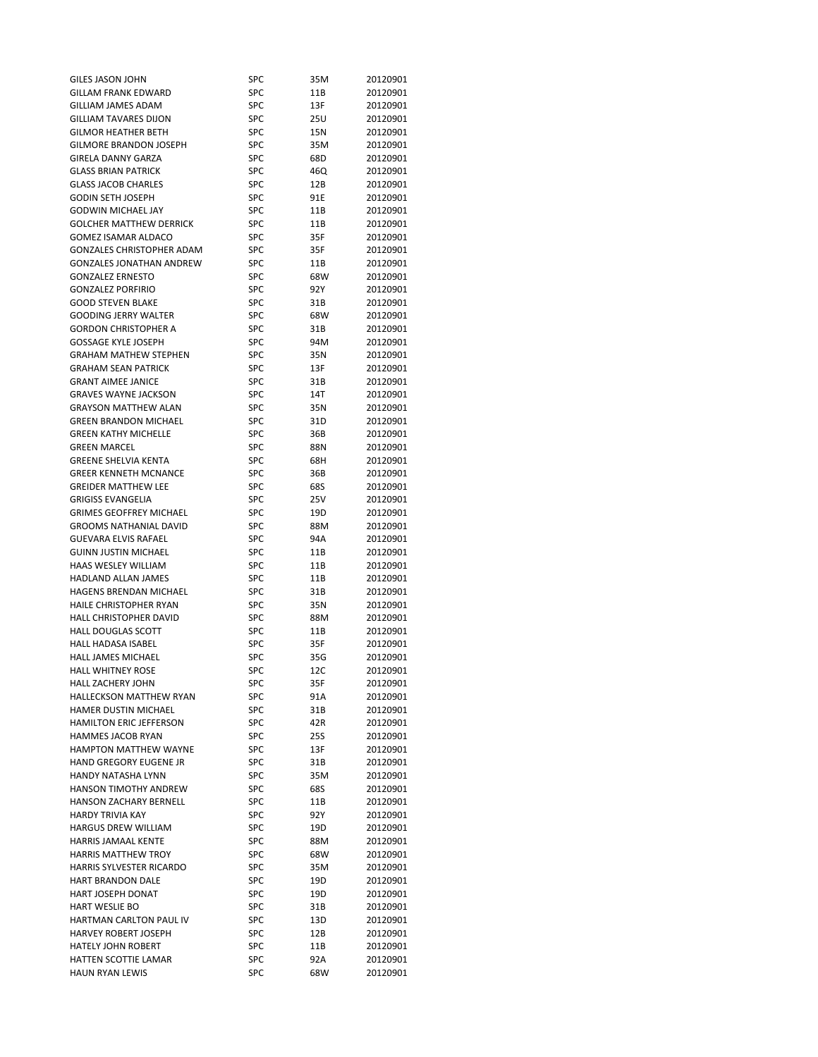| | | | |
|---|---|---|---|
| GILES JASON JOHN | SPC | 35M | 20120901 |
| GILLAM FRANK EDWARD | SPC | 11B | 20120901 |
| GILLIAM JAMES ADAM | SPC | 13F | 20120901 |
| GILLIAM TAVARES DIJON | SPC | 25U | 20120901 |
| GILMOR HEATHER BETH | SPC | 15N | 20120901 |
| GILMORE BRANDON JOSEPH | SPC | 35M | 20120901 |
| GIRELA DANNY GARZA | SPC | 68D | 20120901 |
| GLASS BRIAN PATRICK | SPC | 46Q | 20120901 |
| GLASS JACOB CHARLES | SPC | 12B | 20120901 |
| GODIN SETH JOSEPH | SPC | 91E | 20120901 |
| GODWIN MICHAEL JAY | SPC | 11B | 20120901 |
| GOLCHER MATTHEW DERRICK | SPC | 11B | 20120901 |
| GOMEZ ISAMAR ALDACO | SPC | 35F | 20120901 |
| GONZALES CHRISTOPHER ADAM | SPC | 35F | 20120901 |
| GONZALES JONATHAN ANDREW | SPC | 11B | 20120901 |
| GONZALEZ ERNESTO | SPC | 68W | 20120901 |
| GONZALEZ PORFIRIO | SPC | 92Y | 20120901 |
| GOOD STEVEN BLAKE | SPC | 31B | 20120901 |
| GOODING JERRY WALTER | SPC | 68W | 20120901 |
| GORDON CHRISTOPHER A | SPC | 31B | 20120901 |
| GOSSAGE KYLE JOSEPH | SPC | 94M | 20120901 |
| GRAHAM MATHEW STEPHEN | SPC | 35N | 20120901 |
| GRAHAM SEAN PATRICK | SPC | 13F | 20120901 |
| GRANT AIMEE JANICE | SPC | 31B | 20120901 |
| GRAVES WAYNE JACKSON | SPC | 14T | 20120901 |
| GRAYSON MATTHEW ALAN | SPC | 35N | 20120901 |
| GREEN BRANDON MICHAEL | SPC | 31D | 20120901 |
| GREEN KATHY MICHELLE | SPC | 36B | 20120901 |
| GREEN MARCEL | SPC | 88N | 20120901 |
| GREENE SHELVIA KENTA | SPC | 68H | 20120901 |
| GREER KENNETH MCNANCE | SPC | 36B | 20120901 |
| GREIDER MATTHEW LEE | SPC | 68S | 20120901 |
| GRIGISS EVANGELIA | SPC | 25V | 20120901 |
| GRIMES GEOFFREY MICHAEL | SPC | 19D | 20120901 |
| GROOMS NATHANIAL DAVID | SPC | 88M | 20120901 |
| GUEVARA ELVIS RAFAEL | SPC | 94A | 20120901 |
| GUINN JUSTIN MICHAEL | SPC | 11B | 20120901 |
| HAAS WESLEY WILLIAM | SPC | 11B | 20120901 |
| HADLAND ALLAN JAMES | SPC | 11B | 20120901 |
| HAGENS BRENDAN MICHAEL | SPC | 31B | 20120901 |
| HAILE CHRISTOPHER RYAN | SPC | 35N | 20120901 |
| HALL CHRISTOPHER DAVID | SPC | 88M | 20120901 |
| HALL DOUGLAS SCOTT | SPC | 11B | 20120901 |
| HALL HADASA ISABEL | SPC | 35F | 20120901 |
| HALL JAMES MICHAEL | SPC | 35G | 20120901 |
| HALL WHITNEY ROSE | SPC | 12C | 20120901 |
| HALL ZACHERY JOHN | SPC | 35F | 20120901 |
| HALLECKSON MATTHEW RYAN | SPC | 91A | 20120901 |
| HAMER DUSTIN MICHAEL | SPC | 31B | 20120901 |
| HAMILTON ERIC JEFFERSON | SPC | 42R | 20120901 |
| HAMMES JACOB RYAN | SPC | 25S | 20120901 |
| HAMPTON MATTHEW WAYNE | SPC | 13F | 20120901 |
| HAND GREGORY EUGENE JR | SPC | 31B | 20120901 |
| HANDY NATASHA LYNN | SPC | 35M | 20120901 |
| HANSON TIMOTHY ANDREW | SPC | 68S | 20120901 |
| HANSON ZACHARY BERNELL | SPC | 11B | 20120901 |
| HARDY TRIVIA KAY | SPC | 92Y | 20120901 |
| HARGUS DREW WILLIAM | SPC | 19D | 20120901 |
| HARRIS JAMAAL KENTE | SPC | 88M | 20120901 |
| HARRIS MATTHEW TROY | SPC | 68W | 20120901 |
| HARRIS SYLVESTER RICARDO | SPC | 35M | 20120901 |
| HART BRANDON DALE | SPC | 19D | 20120901 |
| HART JOSEPH DONAT | SPC | 19D | 20120901 |
| HART WESLIE BO | SPC | 31B | 20120901 |
| HARTMAN CARLTON PAUL IV | SPC | 13D | 20120901 |
| HARVEY ROBERT JOSEPH | SPC | 12B | 20120901 |
| HATELY JOHN ROBERT | SPC | 11B | 20120901 |
| HATTEN SCOTTIE LAMAR | SPC | 92A | 20120901 |
| HAUN RYAN LEWIS | SPC | 68W | 20120901 |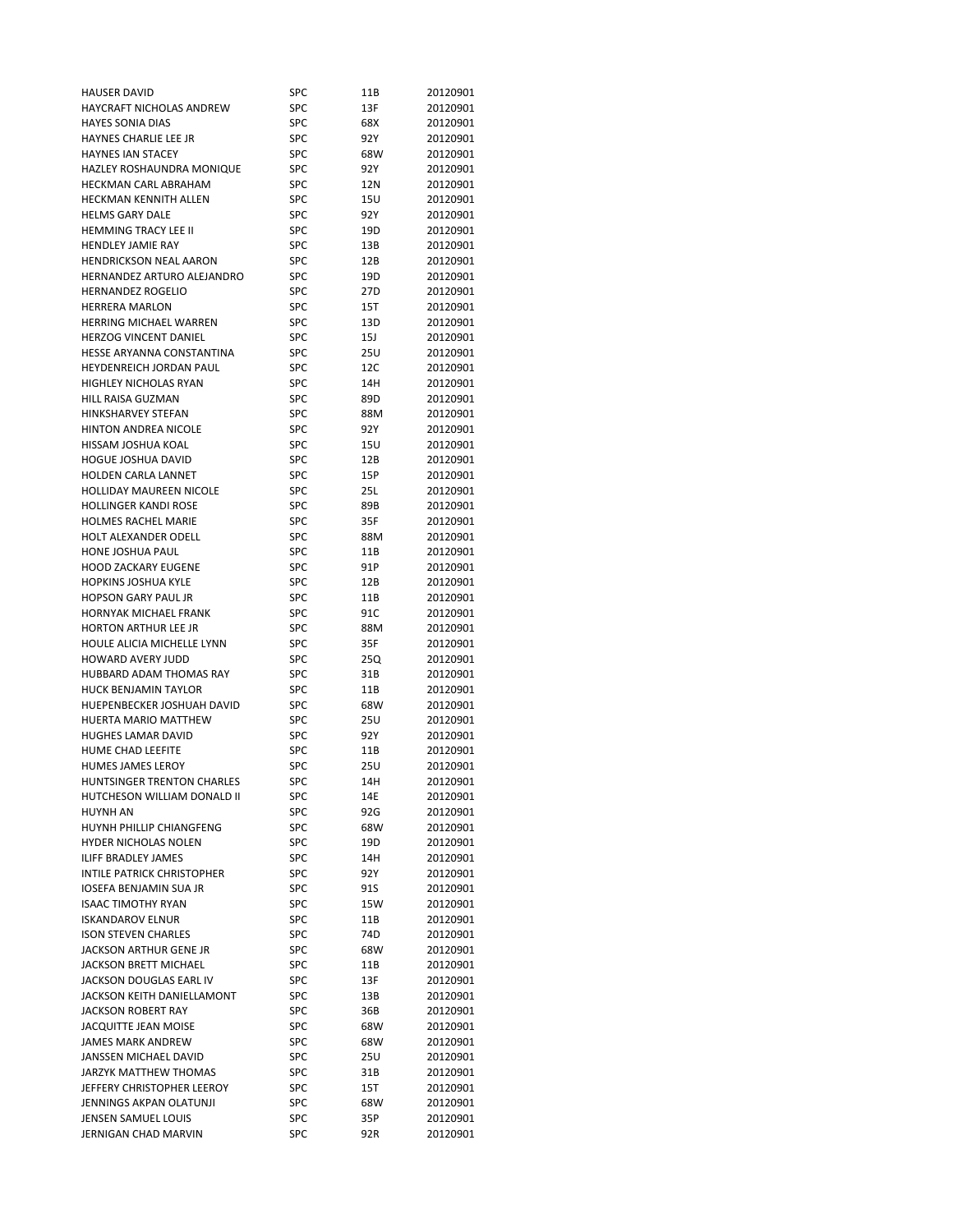| | | | |
|---|---|---|---|
| HAUSER DAVID | SPC | 11B | 20120901 |
| HAYCRAFT NICHOLAS ANDREW | SPC | 13F | 20120901 |
| HAYES SONIA DIAS | SPC | 68X | 20120901 |
| HAYNES CHARLIE LEE JR | SPC | 92Y | 20120901 |
| HAYNES IAN STACEY | SPC | 68W | 20120901 |
| HAZLEY ROSHAUNDRA MONIQUE | SPC | 92Y | 20120901 |
| HECKMAN CARL ABRAHAM | SPC | 12N | 20120901 |
| HECKMAN KENNITH ALLEN | SPC | 15U | 20120901 |
| HELMS GARY DALE | SPC | 92Y | 20120901 |
| HEMMING TRACY LEE II | SPC | 19D | 20120901 |
| HENDLEY JAMIE RAY | SPC | 13B | 20120901 |
| HENDRICKSON NEAL AARON | SPC | 12B | 20120901 |
| HERNANDEZ ARTURO ALEJANDRO | SPC | 19D | 20120901 |
| HERNANDEZ ROGELIO | SPC | 27D | 20120901 |
| HERRERA MARLON | SPC | 15T | 20120901 |
| HERRING MICHAEL WARREN | SPC | 13D | 20120901 |
| HERZOG VINCENT DANIEL | SPC | 15J | 20120901 |
| HESSE ARYANNA CONSTANTINA | SPC | 25U | 20120901 |
| HEYDENREICH JORDAN PAUL | SPC | 12C | 20120901 |
| HIGHLEY NICHOLAS RYAN | SPC | 14H | 20120901 |
| HILL RAISA GUZMAN | SPC | 89D | 20120901 |
| HINKSHARVEY STEFAN | SPC | 88M | 20120901 |
| HINTON ANDREA NICOLE | SPC | 92Y | 20120901 |
| HISSAM JOSHUA KOAL | SPC | 15U | 20120901 |
| HOGUE JOSHUA DAVID | SPC | 12B | 20120901 |
| HOLDEN CARLA LANNET | SPC | 15P | 20120901 |
| HOLLIDAY MAUREEN NICOLE | SPC | 25L | 20120901 |
| HOLLINGER KANDI ROSE | SPC | 89B | 20120901 |
| HOLMES RACHEL MARIE | SPC | 35F | 20120901 |
| HOLT ALEXANDER ODELL | SPC | 88M | 20120901 |
| HONE JOSHUA PAUL | SPC | 11B | 20120901 |
| HOOD ZACKARY EUGENE | SPC | 91P | 20120901 |
| HOPKINS JOSHUA KYLE | SPC | 12B | 20120901 |
| HOPSON GARY PAUL JR | SPC | 11B | 20120901 |
| HORNYAK MICHAEL FRANK | SPC | 91C | 20120901 |
| HORTON ARTHUR LEE JR | SPC | 88M | 20120901 |
| HOULE ALICIA MICHELLE LYNN | SPC | 35F | 20120901 |
| HOWARD AVERY JUDD | SPC | 25Q | 20120901 |
| HUBBARD ADAM THOMAS RAY | SPC | 31B | 20120901 |
| HUCK BENJAMIN TAYLOR | SPC | 11B | 20120901 |
| HUEPENBECKER JOSHUAH DAVID | SPC | 68W | 20120901 |
| HUERTA MARIO MATTHEW | SPC | 25U | 20120901 |
| HUGHES LAMAR DAVID | SPC | 92Y | 20120901 |
| HUME CHAD LEEFITE | SPC | 11B | 20120901 |
| HUMES JAMES LEROY | SPC | 25U | 20120901 |
| HUNTSINGER TRENTON CHARLES | SPC | 14H | 20120901 |
| HUTCHESON WILLIAM DONALD II | SPC | 14E | 20120901 |
| HUYNH AN | SPC | 92G | 20120901 |
| HUYNH PHILLIP CHIANGFENG | SPC | 68W | 20120901 |
| HYDER NICHOLAS NOLEN | SPC | 19D | 20120901 |
| ILIFF BRADLEY JAMES | SPC | 14H | 20120901 |
| INTILE PATRICK CHRISTOPHER | SPC | 92Y | 20120901 |
| IOSEFA BENJAMIN SUA JR | SPC | 91S | 20120901 |
| ISAAC TIMOTHY RYAN | SPC | 15W | 20120901 |
| ISKANDAROV ELNUR | SPC | 11B | 20120901 |
| ISON STEVEN CHARLES | SPC | 74D | 20120901 |
| JACKSON ARTHUR GENE JR | SPC | 68W | 20120901 |
| JACKSON BRETT MICHAEL | SPC | 11B | 20120901 |
| JACKSON DOUGLAS EARL IV | SPC | 13F | 20120901 |
| JACKSON KEITH DANIELLAMONT | SPC | 13B | 20120901 |
| JACKSON ROBERT RAY | SPC | 36B | 20120901 |
| JACQUITTE JEAN MOISE | SPC | 68W | 20120901 |
| JAMES MARK ANDREW | SPC | 68W | 20120901 |
| JANSSEN MICHAEL DAVID | SPC | 25U | 20120901 |
| JARZYK MATTHEW THOMAS | SPC | 31B | 20120901 |
| JEFFERY CHRISTOPHER LEEROY | SPC | 15T | 20120901 |
| JENNINGS AKPAN OLATUNJI | SPC | 68W | 20120901 |
| JENSEN SAMUEL LOUIS | SPC | 35P | 20120901 |
| JERNIGAN CHAD MARVIN | SPC | 92R | 20120901 |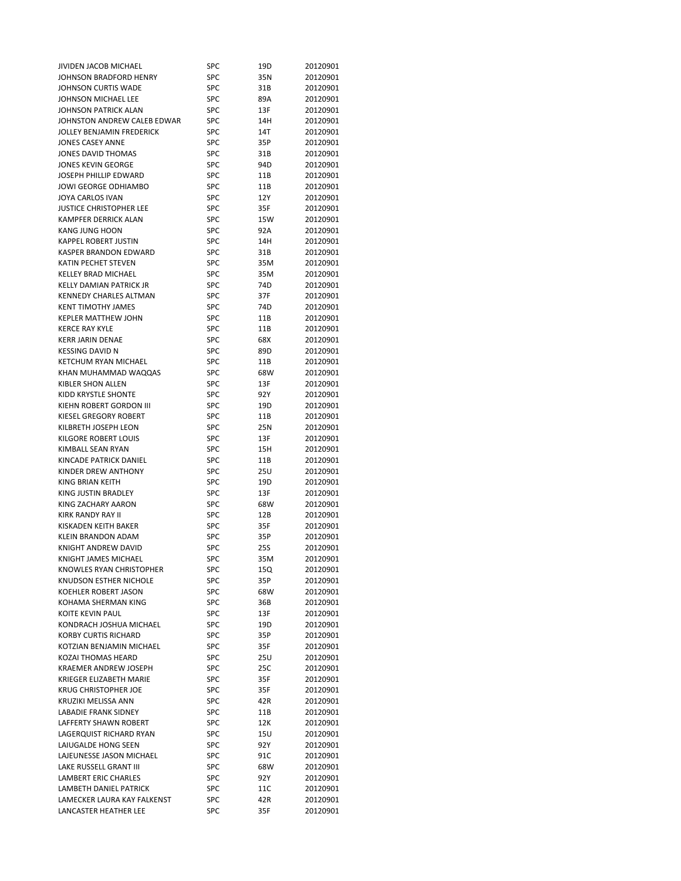| | | | |
|---|---|---|---|
| JIVIDEN JACOB MICHAEL | SPC | 19D | 20120901 |
| JOHNSON BRADFORD HENRY | SPC | 35N | 20120901 |
| JOHNSON CURTIS WADE | SPC | 31B | 20120901 |
| JOHNSON MICHAEL LEE | SPC | 89A | 20120901 |
| JOHNSON PATRICK ALAN | SPC | 13F | 20120901 |
| JOHNSTON ANDREW CALEB EDWAR | SPC | 14H | 20120901 |
| JOLLEY BENJAMIN FREDERICK | SPC | 14T | 20120901 |
| JONES CASEY ANNE | SPC | 35P | 20120901 |
| JONES DAVID THOMAS | SPC | 31B | 20120901 |
| JONES KEVIN GEORGE | SPC | 94D | 20120901 |
| JOSEPH PHILLIP EDWARD | SPC | 11B | 20120901 |
| JOWI GEORGE ODHIAMBO | SPC | 11B | 20120901 |
| JOYA CARLOS IVAN | SPC | 12Y | 20120901 |
| JUSTICE CHRISTOPHER LEE | SPC | 35F | 20120901 |
| KAMPFER DERRICK ALAN | SPC | 15W | 20120901 |
| KANG JUNG HOON | SPC | 92A | 20120901 |
| KAPPEL ROBERT JUSTIN | SPC | 14H | 20120901 |
| KASPER BRANDON EDWARD | SPC | 31B | 20120901 |
| KATIN PECHET STEVEN | SPC | 35M | 20120901 |
| KELLEY BRAD MICHAEL | SPC | 35M | 20120901 |
| KELLY DAMIAN PATRICK JR | SPC | 74D | 20120901 |
| KENNEDY CHARLES ALTMAN | SPC | 37F | 20120901 |
| KENT TIMOTHY JAMES | SPC | 74D | 20120901 |
| KEPLER MATTHEW JOHN | SPC | 11B | 20120901 |
| KERCE RAY KYLE | SPC | 11B | 20120901 |
| KERR JARIN DENAE | SPC | 68X | 20120901 |
| KESSING DAVID N | SPC | 89D | 20120901 |
| KETCHUM RYAN MICHAEL | SPC | 11B | 20120901 |
| KHAN MUHAMMAD WAQQAS | SPC | 68W | 20120901 |
| KIBLER SHON ALLEN | SPC | 13F | 20120901 |
| KIDD KRYSTLE SHONTE | SPC | 92Y | 20120901 |
| KIEHN ROBERT GORDON III | SPC | 19D | 20120901 |
| KIESEL GREGORY ROBERT | SPC | 11B | 20120901 |
| KILBRETH JOSEPH LEON | SPC | 25N | 20120901 |
| KILGORE ROBERT LOUIS | SPC | 13F | 20120901 |
| KIMBALL SEAN RYAN | SPC | 15H | 20120901 |
| KINCADE PATRICK DANIEL | SPC | 11B | 20120901 |
| KINDER DREW ANTHONY | SPC | 25U | 20120901 |
| KING BRIAN KEITH | SPC | 19D | 20120901 |
| KING JUSTIN BRADLEY | SPC | 13F | 20120901 |
| KING ZACHARY AARON | SPC | 68W | 20120901 |
| KIRK RANDY RAY II | SPC | 12B | 20120901 |
| KISKADEN KEITH BAKER | SPC | 35F | 20120901 |
| KLEIN BRANDON ADAM | SPC | 35P | 20120901 |
| KNIGHT ANDREW DAVID | SPC | 25S | 20120901 |
| KNIGHT JAMES MICHAEL | SPC | 35M | 20120901 |
| KNOWLES RYAN CHRISTOPHER | SPC | 15Q | 20120901 |
| KNUDSON ESTHER NICHOLE | SPC | 35P | 20120901 |
| KOEHLER ROBERT JASON | SPC | 68W | 20120901 |
| KOHAMA SHERMAN KING | SPC | 36B | 20120901 |
| KOITE KEVIN PAUL | SPC | 13F | 20120901 |
| KONDRACH JOSHUA MICHAEL | SPC | 19D | 20120901 |
| KORBY CURTIS RICHARD | SPC | 35P | 20120901 |
| KOTZIAN BENJAMIN MICHAEL | SPC | 35F | 20120901 |
| KOZAI THOMAS HEARD | SPC | 25U | 20120901 |
| KRAEMER ANDREW JOSEPH | SPC | 25C | 20120901 |
| KRIEGER ELIZABETH MARIE | SPC | 35F | 20120901 |
| KRUG CHRISTOPHER JOE | SPC | 35F | 20120901 |
| KRUZIKI MELISSA ANN | SPC | 42R | 20120901 |
| LABADIE FRANK SIDNEY | SPC | 11B | 20120901 |
| LAFFERTY SHAWN ROBERT | SPC | 12K | 20120901 |
| LAGERQUIST RICHARD RYAN | SPC | 15U | 20120901 |
| LAIUGALDE HONG SEEN | SPC | 92Y | 20120901 |
| LAJEUNESSE JASON MICHAEL | SPC | 91C | 20120901 |
| LAKE RUSSELL GRANT III | SPC | 68W | 20120901 |
| LAMBERT ERIC CHARLES | SPC | 92Y | 20120901 |
| LAMBETH DANIEL PATRICK | SPC | 11C | 20120901 |
| LAMECKER LAURA KAY FALKENST | SPC | 42R | 20120901 |
| LANCASTER HEATHER LEE | SPC | 35F | 20120901 |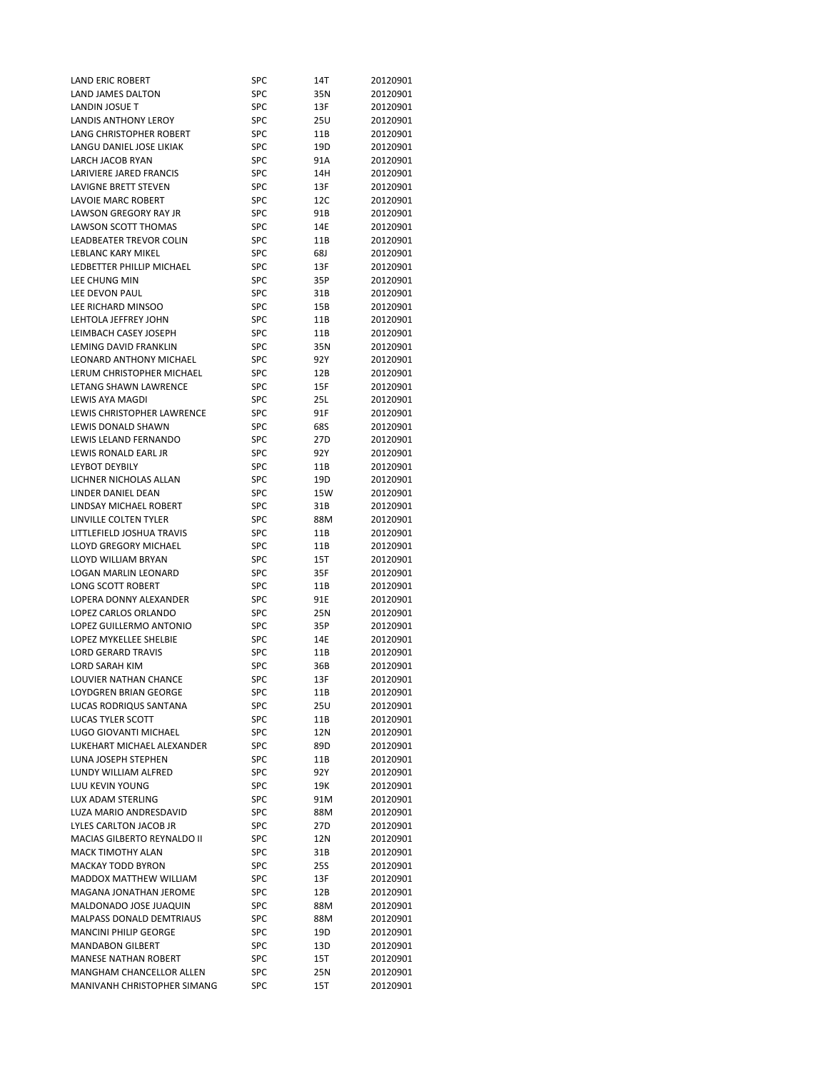| LAND ERIC ROBERT | SPC | 14T | 20120901 |
|---|---|---|---|
| LAND JAMES DALTON | SPC | 35N | 20120901 |
| LANDIN JOSUE T | SPC | 13F | 20120901 |
| LANDIS ANTHONY LEROY | SPC | 25U | 20120901 |
| LANG CHRISTOPHER ROBERT | SPC | 11B | 20120901 |
| LANGU DANIEL JOSE LIKIAK | SPC | 19D | 20120901 |
| LARCH JACOB RYAN | SPC | 91A | 20120901 |
| LARIVIERE JARED FRANCIS | SPC | 14H | 20120901 |
| LAVIGNE BRETT STEVEN | SPC | 13F | 20120901 |
| LAVOIE MARC ROBERT | SPC | 12C | 20120901 |
| LAWSON GREGORY RAY JR | SPC | 91B | 20120901 |
| LAWSON SCOTT THOMAS | SPC | 14E | 20120901 |
| LEADBEATER TREVOR COLIN | SPC | 11B | 20120901 |
| LEBLANC KARY MIKEL | SPC | 68J | 20120901 |
| LEDBETTER PHILLIP MICHAEL | SPC | 13F | 20120901 |
| LEE CHUNG MIN | SPC | 35P | 20120901 |
| LEE DEVON PAUL | SPC | 31B | 20120901 |
| LEE RICHARD MINSOO | SPC | 15B | 20120901 |
| LEHTOLA JEFFREY JOHN | SPC | 11B | 20120901 |
| LEIMBACH CASEY JOSEPH | SPC | 11B | 20120901 |
| LEMING DAVID FRANKLIN | SPC | 35N | 20120901 |
| LEONARD ANTHONY MICHAEL | SPC | 92Y | 20120901 |
| LERUM CHRISTOPHER MICHAEL | SPC | 12B | 20120901 |
| LETANG SHAWN LAWRENCE | SPC | 15F | 20120901 |
| LEWIS AYA MAGDI | SPC | 25L | 20120901 |
| LEWIS CHRISTOPHER LAWRENCE | SPC | 91F | 20120901 |
| LEWIS DONALD SHAWN | SPC | 68S | 20120901 |
| LEWIS LELAND FERNANDO | SPC | 27D | 20120901 |
| LEWIS RONALD EARL JR | SPC | 92Y | 20120901 |
| LEYBOT DEYBILY | SPC | 11B | 20120901 |
| LICHNER NICHOLAS ALLAN | SPC | 19D | 20120901 |
| LINDER DANIEL DEAN | SPC | 15W | 20120901 |
| LINDSAY MICHAEL ROBERT | SPC | 31B | 20120901 |
| LINVILLE COLTEN TYLER | SPC | 88M | 20120901 |
| LITTLEFIELD JOSHUA TRAVIS | SPC | 11B | 20120901 |
| LLOYD GREGORY MICHAEL | SPC | 11B | 20120901 |
| LLOYD WILLIAM BRYAN | SPC | 15T | 20120901 |
| LOGAN MARLIN LEONARD | SPC | 35F | 20120901 |
| LONG SCOTT ROBERT | SPC | 11B | 20120901 |
| LOPERA DONNY ALEXANDER | SPC | 91E | 20120901 |
| LOPEZ CARLOS ORLANDO | SPC | 25N | 20120901 |
| LOPEZ GUILLERMO ANTONIO | SPC | 35P | 20120901 |
| LOPEZ MYKELLEE SHELBIE | SPC | 14E | 20120901 |
| LORD GERARD TRAVIS | SPC | 11B | 20120901 |
| LORD SARAH KIM | SPC | 36B | 20120901 |
| LOUVIER NATHAN CHANCE | SPC | 13F | 20120901 |
| LOYDGREN BRIAN GEORGE | SPC | 11B | 20120901 |
| LUCAS RODRIQUS SANTANA | SPC | 25U | 20120901 |
| LUCAS TYLER SCOTT | SPC | 11B | 20120901 |
| LUGO GIOVANTI MICHAEL | SPC | 12N | 20120901 |
| LUKEHART MICHAEL ALEXANDER | SPC | 89D | 20120901 |
| LUNA JOSEPH STEPHEN | SPC | 11B | 20120901 |
| LUNDY WILLIAM ALFRED | SPC | 92Y | 20120901 |
| LUU KEVIN YOUNG | SPC | 19K | 20120901 |
| LUX ADAM STERLING | SPC | 91M | 20120901 |
| LUZA MARIO ANDRESDAVID | SPC | 88M | 20120901 |
| LYLES CARLTON JACOB JR | SPC | 27D | 20120901 |
| MACIAS GILBERTO REYNALDO II | SPC | 12N | 20120901 |
| MACK TIMOTHY ALAN | SPC | 31B | 20120901 |
| MACKAY TODD BYRON | SPC | 25S | 20120901 |
| MADDOX MATTHEW WILLIAM | SPC | 13F | 20120901 |
| MAGANA JONATHAN JEROME | SPC | 12B | 20120901 |
| MALDONADO JOSE JUAQUIN | SPC | 88M | 20120901 |
| MALPASS DONALD DEMTRIAUS | SPC | 88M | 20120901 |
| MANCINI PHILIP GEORGE | SPC | 19D | 20120901 |
| MANDABON GILBERT | SPC | 13D | 20120901 |
| MANESE NATHAN ROBERT | SPC | 15T | 20120901 |
| MANGHAM CHANCELLOR ALLEN | SPC | 25N | 20120901 |
| MANIVANH CHRISTOPHER SIMANG | SPC | 15T | 20120901 |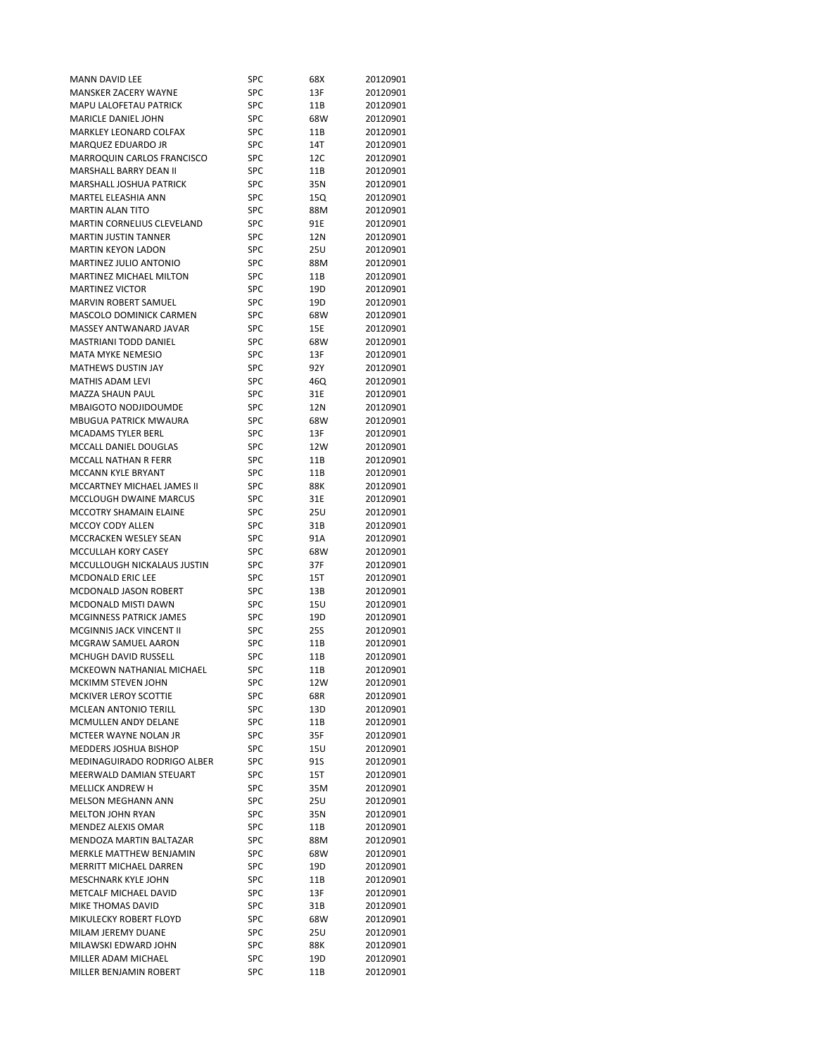| | | | |
|---|---|---|---|
| MANN DAVID LEE | SPC | 68X | 20120901 |
| MANSKER ZACERY WAYNE | SPC | 13F | 20120901 |
| MAPU LALOFETAU PATRICK | SPC | 11B | 20120901 |
| MARICLE DANIEL JOHN | SPC | 68W | 20120901 |
| MARKLEY LEONARD COLFAX | SPC | 11B | 20120901 |
| MARQUEZ EDUARDO JR | SPC | 14T | 20120901 |
| MARROQUIN CARLOS FRANCISCO | SPC | 12C | 20120901 |
| MARSHALL BARRY DEAN II | SPC | 11B | 20120901 |
| MARSHALL JOSHUA PATRICK | SPC | 35N | 20120901 |
| MARTEL ELEASHIA ANN | SPC | 15Q | 20120901 |
| MARTIN ALAN TITO | SPC | 88M | 20120901 |
| MARTIN CORNELIUS CLEVELAND | SPC | 91E | 20120901 |
| MARTIN JUSTIN TANNER | SPC | 12N | 20120901 |
| MARTIN KEYON LADON | SPC | 25U | 20120901 |
| MARTINEZ JULIO ANTONIO | SPC | 88M | 20120901 |
| MARTINEZ MICHAEL MILTON | SPC | 11B | 20120901 |
| MARTINEZ VICTOR | SPC | 19D | 20120901 |
| MARVIN ROBERT SAMUEL | SPC | 19D | 20120901 |
| MASCOLO DOMINICK CARMEN | SPC | 68W | 20120901 |
| MASSEY ANTWANARD JAVAR | SPC | 15E | 20120901 |
| MASTRIANI TODD DANIEL | SPC | 68W | 20120901 |
| MATA MYKE NEMESIO | SPC | 13F | 20120901 |
| MATHEWS DUSTIN JAY | SPC | 92Y | 20120901 |
| MATHIS ADAM LEVI | SPC | 46Q | 20120901 |
| MAZZA SHAUN PAUL | SPC | 31E | 20120901 |
| MBAIGOTO NODJIDOUMDE | SPC | 12N | 20120901 |
| MBUGUA PATRICK MWAURA | SPC | 68W | 20120901 |
| MCADAMS TYLER BERL | SPC | 13F | 20120901 |
| MCCALL DANIEL DOUGLAS | SPC | 12W | 20120901 |
| MCCALL NATHAN R FERR | SPC | 11B | 20120901 |
| MCCANN KYLE BRYANT | SPC | 11B | 20120901 |
| MCCARTNEY MICHAEL JAMES II | SPC | 88K | 20120901 |
| MCCLOUGH DWAINE MARCUS | SPC | 31E | 20120901 |
| MCCOTRY SHAMAIN ELAINE | SPC | 25U | 20120901 |
| MCCOY CODY ALLEN | SPC | 31B | 20120901 |
| MCCRACKEN WESLEY SEAN | SPC | 91A | 20120901 |
| MCCULLAH KORY CASEY | SPC | 68W | 20120901 |
| MCCULLOUGH NICKALAUS JUSTIN | SPC | 37F | 20120901 |
| MCDONALD ERIC LEE | SPC | 15T | 20120901 |
| MCDONALD JASON ROBERT | SPC | 13B | 20120901 |
| MCDONALD MISTI DAWN | SPC | 15U | 20120901 |
| MCGINNESS PATRICK JAMES | SPC | 19D | 20120901 |
| MCGINNIS JACK VINCENT II | SPC | 25S | 20120901 |
| MCGRAW SAMUEL AARON | SPC | 11B | 20120901 |
| MCHUGH DAVID RUSSELL | SPC | 11B | 20120901 |
| MCKEOWN NATHANIAL MICHAEL | SPC | 11B | 20120901 |
| MCKIMM STEVEN JOHN | SPC | 12W | 20120901 |
| MCKIVER LEROY SCOTTIE | SPC | 68R | 20120901 |
| MCLEAN ANTONIO TERILL | SPC | 13D | 20120901 |
| MCMULLEN ANDY DELANE | SPC | 11B | 20120901 |
| MCTEER WAYNE NOLAN JR | SPC | 35F | 20120901 |
| MEDDERS JOSHUA BISHOP | SPC | 15U | 20120901 |
| MEDINAGUIRADO RODRIGO ALBER | SPC | 91S | 20120901 |
| MEERWALD DAMIAN STEUART | SPC | 15T | 20120901 |
| MELLICK ANDREW H | SPC | 35M | 20120901 |
| MELSON MEGHANN ANN | SPC | 25U | 20120901 |
| MELTON JOHN RYAN | SPC | 35N | 20120901 |
| MENDEZ ALEXIS OMAR | SPC | 11B | 20120901 |
| MENDOZA MARTIN BALTAZAR | SPC | 88M | 20120901 |
| MERKLE MATTHEW BENJAMIN | SPC | 68W | 20120901 |
| MERRITT MICHAEL DARREN | SPC | 19D | 20120901 |
| MESCHNARK KYLE JOHN | SPC | 11B | 20120901 |
| METCALF MICHAEL DAVID | SPC | 13F | 20120901 |
| MIKE THOMAS DAVID | SPC | 31B | 20120901 |
| MIKULECKY ROBERT FLOYD | SPC | 68W | 20120901 |
| MILAM JEREMY DUANE | SPC | 25U | 20120901 |
| MILAWSKI EDWARD JOHN | SPC | 88K | 20120901 |
| MILLER ADAM MICHAEL | SPC | 19D | 20120901 |
| MILLER BENJAMIN ROBERT | SPC | 11B | 20120901 |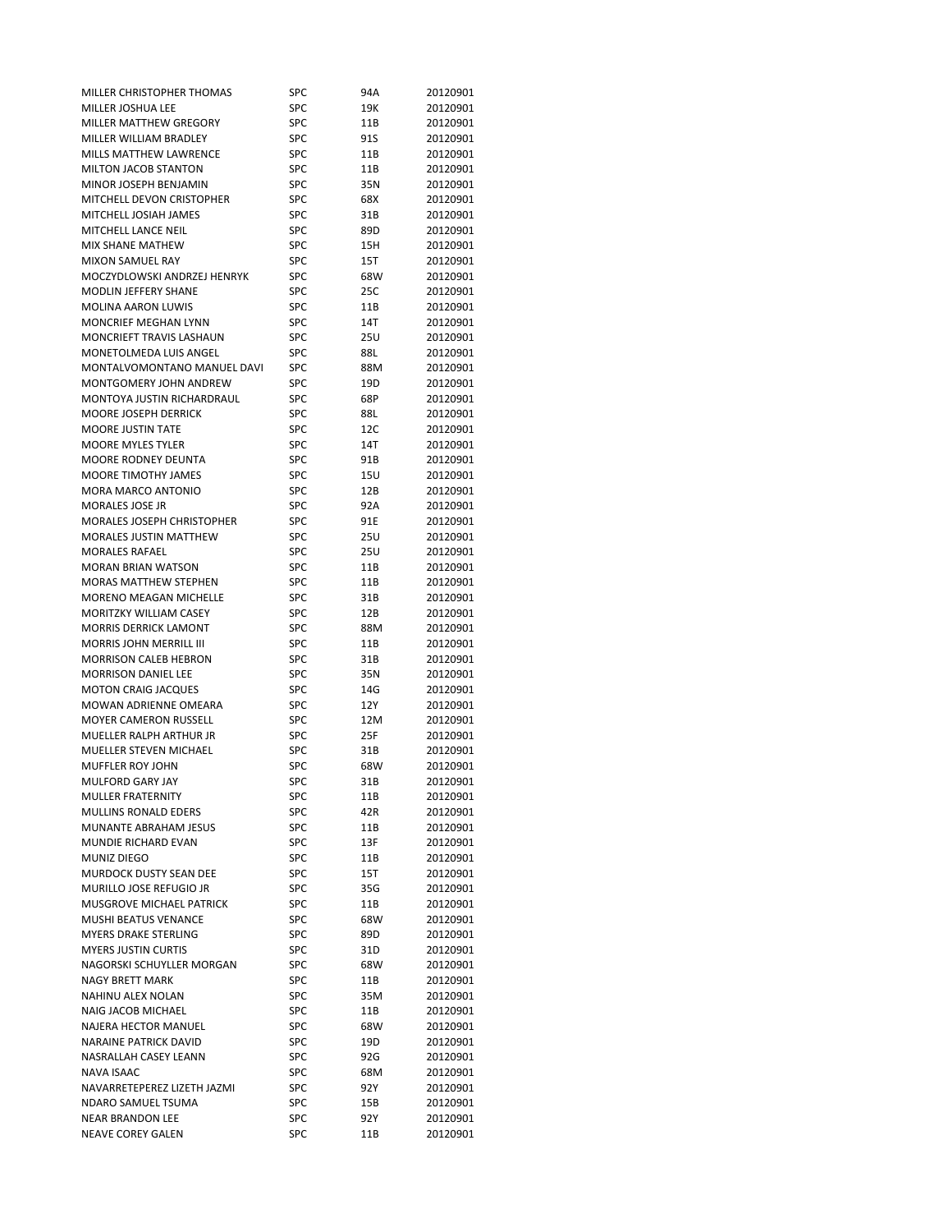| | | | |
|---|---|---|---|
| MILLER CHRISTOPHER THOMAS | SPC | 94A | 20120901 |
| MILLER JOSHUA LEE | SPC | 19K | 20120901 |
| MILLER MATTHEW GREGORY | SPC | 11B | 20120901 |
| MILLER WILLIAM BRADLEY | SPC | 91S | 20120901 |
| MILLS MATTHEW LAWRENCE | SPC | 11B | 20120901 |
| MILTON JACOB STANTON | SPC | 11B | 20120901 |
| MINOR JOSEPH BENJAMIN | SPC | 35N | 20120901 |
| MITCHELL DEVON CRISTOPHER | SPC | 68X | 20120901 |
| MITCHELL JOSIAH JAMES | SPC | 31B | 20120901 |
| MITCHELL LANCE NEIL | SPC | 89D | 20120901 |
| MIX SHANE MATHEW | SPC | 15H | 20120901 |
| MIXON SAMUEL RAY | SPC | 15T | 20120901 |
| MOCZYDLOWSKI ANDRZEJ HENRYK | SPC | 68W | 20120901 |
| MODLIN JEFFERY SHANE | SPC | 25C | 20120901 |
| MOLINA AARON LUWIS | SPC | 11B | 20120901 |
| MONCRIEF MEGHAN LYNN | SPC | 14T | 20120901 |
| MONCRIEFT TRAVIS LASHAUN | SPC | 25U | 20120901 |
| MONETOLMEDA LUIS ANGEL | SPC | 88L | 20120901 |
| MONTALVOMONTANO MANUEL DAVI | SPC | 88M | 20120901 |
| MONTGOMERY JOHN ANDREW | SPC | 19D | 20120901 |
| MONTOYA JUSTIN RICHARDRAUL | SPC | 68P | 20120901 |
| MOORE JOSEPH DERRICK | SPC | 88L | 20120901 |
| MOORE JUSTIN TATE | SPC | 12C | 20120901 |
| MOORE MYLES TYLER | SPC | 14T | 20120901 |
| MOORE RODNEY DEUNTA | SPC | 91B | 20120901 |
| MOORE TIMOTHY JAMES | SPC | 15U | 20120901 |
| MORA MARCO ANTONIO | SPC | 12B | 20120901 |
| MORALES JOSE JR | SPC | 92A | 20120901 |
| MORALES JOSEPH CHRISTOPHER | SPC | 91E | 20120901 |
| MORALES JUSTIN MATTHEW | SPC | 25U | 20120901 |
| MORALES RAFAEL | SPC | 25U | 20120901 |
| MORAN BRIAN WATSON | SPC | 11B | 20120901 |
| MORAS MATTHEW STEPHEN | SPC | 11B | 20120901 |
| MORENO MEAGAN MICHELLE | SPC | 31B | 20120901 |
| MORITZKY WILLIAM CASEY | SPC | 12B | 20120901 |
| MORRIS DERRICK LAMONT | SPC | 88M | 20120901 |
| MORRIS JOHN MERRILL III | SPC | 11B | 20120901 |
| MORRISON CALEB HEBRON | SPC | 31B | 20120901 |
| MORRISON DANIEL LEE | SPC | 35N | 20120901 |
| MOTON CRAIG JACQUES | SPC | 14G | 20120901 |
| MOWAN ADRIENNE OMEARA | SPC | 12Y | 20120901 |
| MOYER CAMERON RUSSELL | SPC | 12M | 20120901 |
| MUELLER RALPH ARTHUR JR | SPC | 25F | 20120901 |
| MUELLER STEVEN MICHAEL | SPC | 31B | 20120901 |
| MUFFLER ROY JOHN | SPC | 68W | 20120901 |
| MULFORD GARY JAY | SPC | 31B | 20120901 |
| MULLER FRATERNITY | SPC | 11B | 20120901 |
| MULLINS RONALD EDERS | SPC | 42R | 20120901 |
| MUNANTE ABRAHAM JESUS | SPC | 11B | 20120901 |
| MUNDIE RICHARD EVAN | SPC | 13F | 20120901 |
| MUNIZ DIEGO | SPC | 11B | 20120901 |
| MURDOCK DUSTY SEAN DEE | SPC | 15T | 20120901 |
| MURILLO JOSE REFUGIO JR | SPC | 35G | 20120901 |
| MUSGROVE MICHAEL PATRICK | SPC | 11B | 20120901 |
| MUSHI BEATUS VENANCE | SPC | 68W | 20120901 |
| MYERS DRAKE STERLING | SPC | 89D | 20120901 |
| MYERS JUSTIN CURTIS | SPC | 31D | 20120901 |
| NAGORSKI SCHUYLLER MORGAN | SPC | 68W | 20120901 |
| NAGY BRETT MARK | SPC | 11B | 20120901 |
| NAHINU ALEX NOLAN | SPC | 35M | 20120901 |
| NAIG JACOB MICHAEL | SPC | 11B | 20120901 |
| NAJERA HECTOR MANUEL | SPC | 68W | 20120901 |
| NARAINE PATRICK DAVID | SPC | 19D | 20120901 |
| NASRALLAH CASEY LEANN | SPC | 92G | 20120901 |
| NAVA ISAAC | SPC | 68M | 20120901 |
| NAVARRETEPEREZ LIZETH JAZMI | SPC | 92Y | 20120901 |
| NDARO SAMUEL TSUMA | SPC | 15B | 20120901 |
| NEAR BRANDON LEE | SPC | 92Y | 20120901 |
| NEAVE COREY GALEN | SPC | 11B | 20120901 |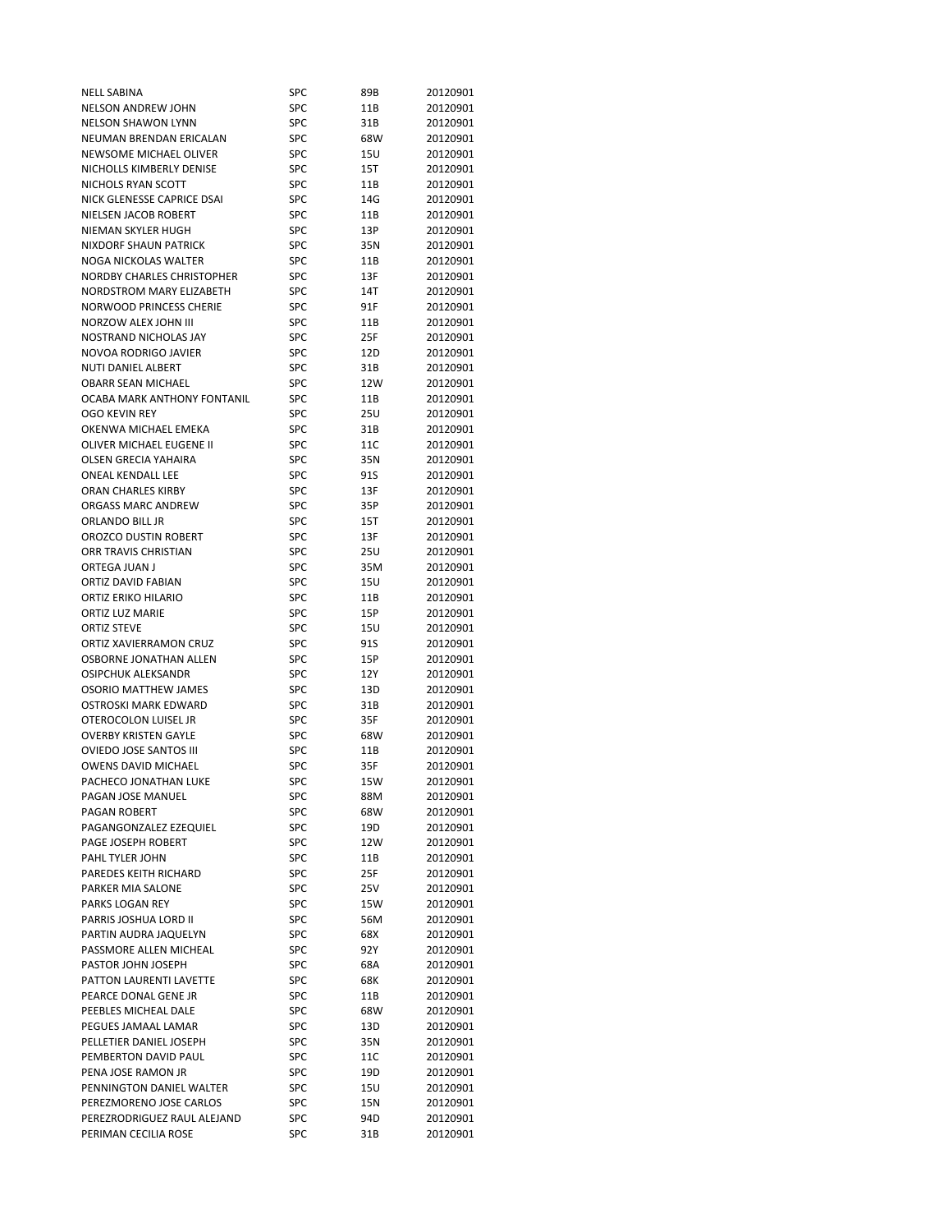| | | | |
|---|---|---|---|
| NELL SABINA | SPC | 89B | 20120901 |
| NELSON ANDREW JOHN | SPC | 11B | 20120901 |
| NELSON SHAWON LYNN | SPC | 31B | 20120901 |
| NEUMAN BRENDAN ERICALAN | SPC | 68W | 20120901 |
| NEWSOME MICHAEL OLIVER | SPC | 15U | 20120901 |
| NICHOLLS KIMBERLY DENISE | SPC | 15T | 20120901 |
| NICHOLS RYAN SCOTT | SPC | 11B | 20120901 |
| NICK GLENESSE CAPRICE DSAI | SPC | 14G | 20120901 |
| NIELSEN JACOB ROBERT | SPC | 11B | 20120901 |
| NIEMAN SKYLER HUGH | SPC | 13P | 20120901 |
| NIXDORF SHAUN PATRICK | SPC | 35N | 20120901 |
| NOGA NICKOLAS WALTER | SPC | 11B | 20120901 |
| NORDBY CHARLES CHRISTOPHER | SPC | 13F | 20120901 |
| NORDSTROM MARY ELIZABETH | SPC | 14T | 20120901 |
| NORWOOD PRINCESS CHERIE | SPC | 91F | 20120901 |
| NORZOW ALEX JOHN III | SPC | 11B | 20120901 |
| NOSTRAND NICHOLAS JAY | SPC | 25F | 20120901 |
| NOVOA RODRIGO JAVIER | SPC | 12D | 20120901 |
| NUTI DANIEL ALBERT | SPC | 31B | 20120901 |
| OBARR SEAN MICHAEL | SPC | 12W | 20120901 |
| OCABA MARK ANTHONY FONTANIL | SPC | 11B | 20120901 |
| OGO KEVIN REY | SPC | 25U | 20120901 |
| OKENWA MICHAEL EMEKA | SPC | 31B | 20120901 |
| OLIVER MICHAEL EUGENE II | SPC | 11C | 20120901 |
| OLSEN GRECIA YAHAIRA | SPC | 35N | 20120901 |
| ONEAL KENDALL LEE | SPC | 91S | 20120901 |
| ORAN CHARLES KIRBY | SPC | 13F | 20120901 |
| ORGASS MARC ANDREW | SPC | 35P | 20120901 |
| ORLANDO BILL JR | SPC | 15T | 20120901 |
| OROZCO DUSTIN ROBERT | SPC | 13F | 20120901 |
| ORR TRAVIS CHRISTIAN | SPC | 25U | 20120901 |
| ORTEGA JUAN J | SPC | 35M | 20120901 |
| ORTIZ DAVID FABIAN | SPC | 15U | 20120901 |
| ORTIZ ERIKO HILARIO | SPC | 11B | 20120901 |
| ORTIZ LUZ MARIE | SPC | 15P | 20120901 |
| ORTIZ STEVE | SPC | 15U | 20120901 |
| ORTIZ XAVIERRAMON CRUZ | SPC | 91S | 20120901 |
| OSBORNE JONATHAN ALLEN | SPC | 15P | 20120901 |
| OSIPCHUK ALEKSANDR | SPC | 12Y | 20120901 |
| OSORIO MATTHEW JAMES | SPC | 13D | 20120901 |
| OSTROSKI MARK EDWARD | SPC | 31B | 20120901 |
| OTEROCOLON LUISEL JR | SPC | 35F | 20120901 |
| OVERBY KRISTEN GAYLE | SPC | 68W | 20120901 |
| OVIEDO JOSE SANTOS III | SPC | 11B | 20120901 |
| OWENS DAVID MICHAEL | SPC | 35F | 20120901 |
| PACHECO JONATHAN LUKE | SPC | 15W | 20120901 |
| PAGAN JOSE MANUEL | SPC | 88M | 20120901 |
| PAGAN ROBERT | SPC | 68W | 20120901 |
| PAGANGONZALEZ EZEQUIEL | SPC | 19D | 20120901 |
| PAGE JOSEPH ROBERT | SPC | 12W | 20120901 |
| PAHL TYLER JOHN | SPC | 11B | 20120901 |
| PAREDES KEITH RICHARD | SPC | 25F | 20120901 |
| PARKER MIA SALONE | SPC | 25V | 20120901 |
| PARKS LOGAN REY | SPC | 15W | 20120901 |
| PARRIS JOSHUA LORD II | SPC | 56M | 20120901 |
| PARTIN AUDRA JAQUELYN | SPC | 68X | 20120901 |
| PASSMORE ALLEN MICHEAL | SPC | 92Y | 20120901 |
| PASTOR JOHN JOSEPH | SPC | 68A | 20120901 |
| PATTON LAURENTI LAVETTE | SPC | 68K | 20120901 |
| PEARCE DONAL GENE JR | SPC | 11B | 20120901 |
| PEEBLES MICHEAL DALE | SPC | 68W | 20120901 |
| PEGUES JAMAAL LAMAR | SPC | 13D | 20120901 |
| PELLETIER DANIEL JOSEPH | SPC | 35N | 20120901 |
| PEMBERTON DAVID PAUL | SPC | 11C | 20120901 |
| PENA JOSE RAMON JR | SPC | 19D | 20120901 |
| PENNINGTON DANIEL WALTER | SPC | 15U | 20120901 |
| PEREZMORENO JOSE CARLOS | SPC | 15N | 20120901 |
| PEREZRODRIGUEZ RAUL ALEJAND | SPC | 94D | 20120901 |
| PERIMAN CECILIA ROSE | SPC | 31B | 20120901 |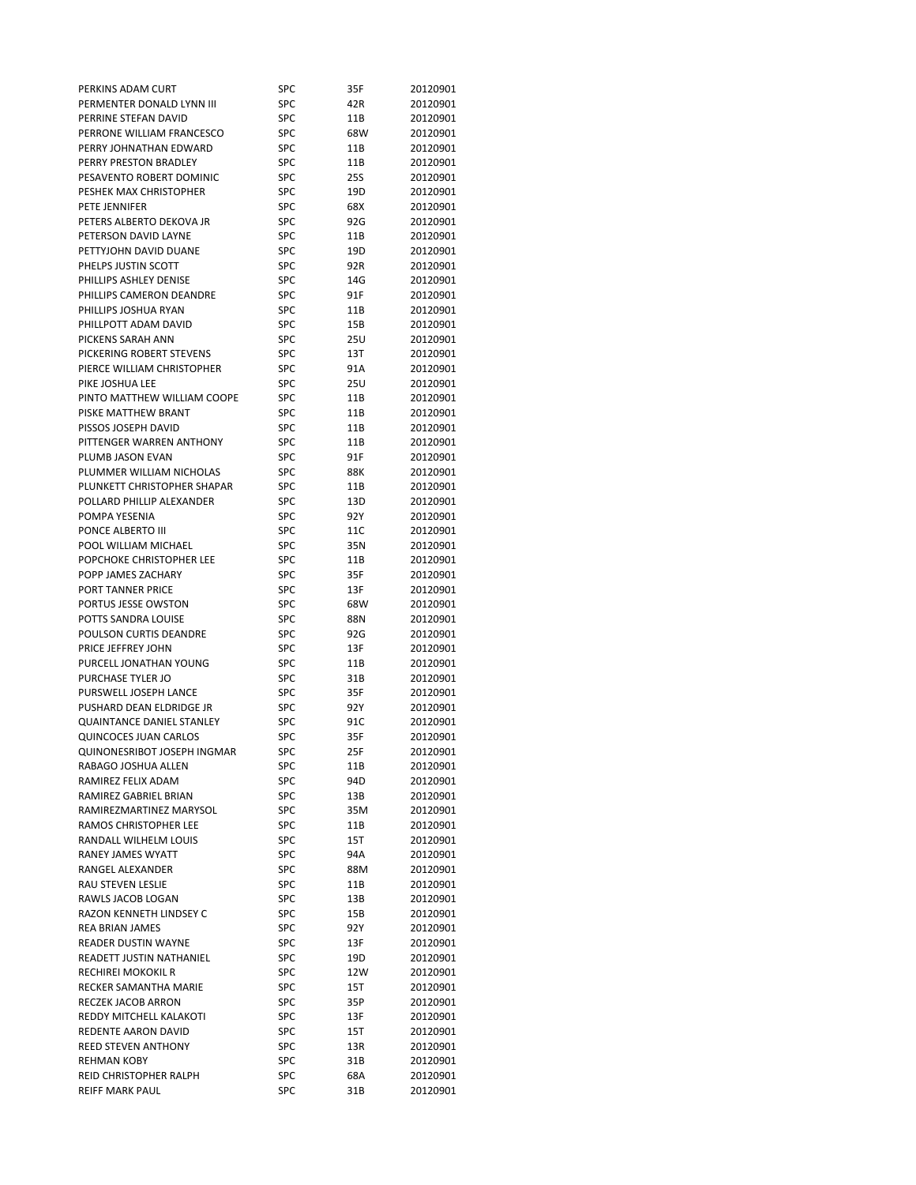| | | | |
|---|---|---|---|
| PERKINS ADAM CURT | SPC | 35F | 20120901 |
| PERMENTER DONALD LYNN III | SPC | 42R | 20120901 |
| PERRINE STEFAN DAVID | SPC | 11B | 20120901 |
| PERRONE WILLIAM FRANCESCO | SPC | 68W | 20120901 |
| PERRY JOHNATHAN EDWARD | SPC | 11B | 20120901 |
| PERRY PRESTON BRADLEY | SPC | 11B | 20120901 |
| PESAVENTO ROBERT DOMINIC | SPC | 25S | 20120901 |
| PESHEK MAX CHRISTOPHER | SPC | 19D | 20120901 |
| PETE JENNIFER | SPC | 68X | 20120901 |
| PETERS ALBERTO DEKOVA JR | SPC | 92G | 20120901 |
| PETERSON DAVID LAYNE | SPC | 11B | 20120901 |
| PETTYJOHN DAVID DUANE | SPC | 19D | 20120901 |
| PHELPS JUSTIN SCOTT | SPC | 92R | 20120901 |
| PHILLIPS ASHLEY DENISE | SPC | 14G | 20120901 |
| PHILLIPS CAMERON DEANDRE | SPC | 91F | 20120901 |
| PHILLIPS JOSHUA RYAN | SPC | 11B | 20120901 |
| PHILLPOTT ADAM DAVID | SPC | 15B | 20120901 |
| PICKENS SARAH ANN | SPC | 25U | 20120901 |
| PICKERING ROBERT STEVENS | SPC | 13T | 20120901 |
| PIERCE WILLIAM CHRISTOPHER | SPC | 91A | 20120901 |
| PIKE JOSHUA LEE | SPC | 25U | 20120901 |
| PINTO MATTHEW WILLIAM COOPE | SPC | 11B | 20120901 |
| PISKE MATTHEW BRANT | SPC | 11B | 20120901 |
| PISSOS JOSEPH DAVID | SPC | 11B | 20120901 |
| PITTENGER WARREN ANTHONY | SPC | 11B | 20120901 |
| PLUMB JASON EVAN | SPC | 91F | 20120901 |
| PLUMMER WILLIAM NICHOLAS | SPC | 88K | 20120901 |
| PLUNKETT CHRISTOPHER SHAPAR | SPC | 11B | 20120901 |
| POLLARD PHILLIP ALEXANDER | SPC | 13D | 20120901 |
| POMPA YESENIA | SPC | 92Y | 20120901 |
| PONCE ALBERTO III | SPC | 11C | 20120901 |
| POOL WILLIAM MICHAEL | SPC | 35N | 20120901 |
| POPCHOKE CHRISTOPHER LEE | SPC | 11B | 20120901 |
| POPP JAMES ZACHARY | SPC | 35F | 20120901 |
| PORT TANNER PRICE | SPC | 13F | 20120901 |
| PORTUS JESSE OWSTON | SPC | 68W | 20120901 |
| POTTS SANDRA LOUISE | SPC | 88N | 20120901 |
| POULSON CURTIS DEANDRE | SPC | 92G | 20120901 |
| PRICE JEFFREY JOHN | SPC | 13F | 20120901 |
| PURCELL JONATHAN YOUNG | SPC | 11B | 20120901 |
| PURCHASE TYLER JO | SPC | 31B | 20120901 |
| PURSWELL JOSEPH LANCE | SPC | 35F | 20120901 |
| PUSHARD DEAN ELDRIDGE JR | SPC | 92Y | 20120901 |
| QUAINTANCE DANIEL STANLEY | SPC | 91C | 20120901 |
| QUINCOCES JUAN CARLOS | SPC | 35F | 20120901 |
| QUINONESRIBOT JOSEPH INGMAR | SPC | 25F | 20120901 |
| RABAGO JOSHUA ALLEN | SPC | 11B | 20120901 |
| RAMIREZ FELIX ADAM | SPC | 94D | 20120901 |
| RAMIREZ GABRIEL BRIAN | SPC | 13B | 20120901 |
| RAMIREZMARTINEZ MARYSOL | SPC | 35M | 20120901 |
| RAMOS CHRISTOPHER LEE | SPC | 11B | 20120901 |
| RANDALL WILHELM LOUIS | SPC | 15T | 20120901 |
| RANEY JAMES WYATT | SPC | 94A | 20120901 |
| RANGEL ALEXANDER | SPC | 88M | 20120901 |
| RAU STEVEN LESLIE | SPC | 11B | 20120901 |
| RAWLS JACOB LOGAN | SPC | 13B | 20120901 |
| RAZON KENNETH LINDSEY C | SPC | 15B | 20120901 |
| REA BRIAN JAMES | SPC | 92Y | 20120901 |
| READER DUSTIN WAYNE | SPC | 13F | 20120901 |
| READETT JUSTIN NATHANIEL | SPC | 19D | 20120901 |
| RECHIREI MOKOKIL R | SPC | 12W | 20120901 |
| RECKER SAMANTHA MARIE | SPC | 15T | 20120901 |
| RECZEK JACOB ARRON | SPC | 35P | 20120901 |
| REDDY MITCHELL KALAKOTI | SPC | 13F | 20120901 |
| REDENTE AARON DAVID | SPC | 15T | 20120901 |
| REED STEVEN ANTHONY | SPC | 13R | 20120901 |
| REHMAN KOBY | SPC | 31B | 20120901 |
| REID CHRISTOPHER RALPH | SPC | 68A | 20120901 |
| REIFF MARK PAUL | SPC | 31B | 20120901 |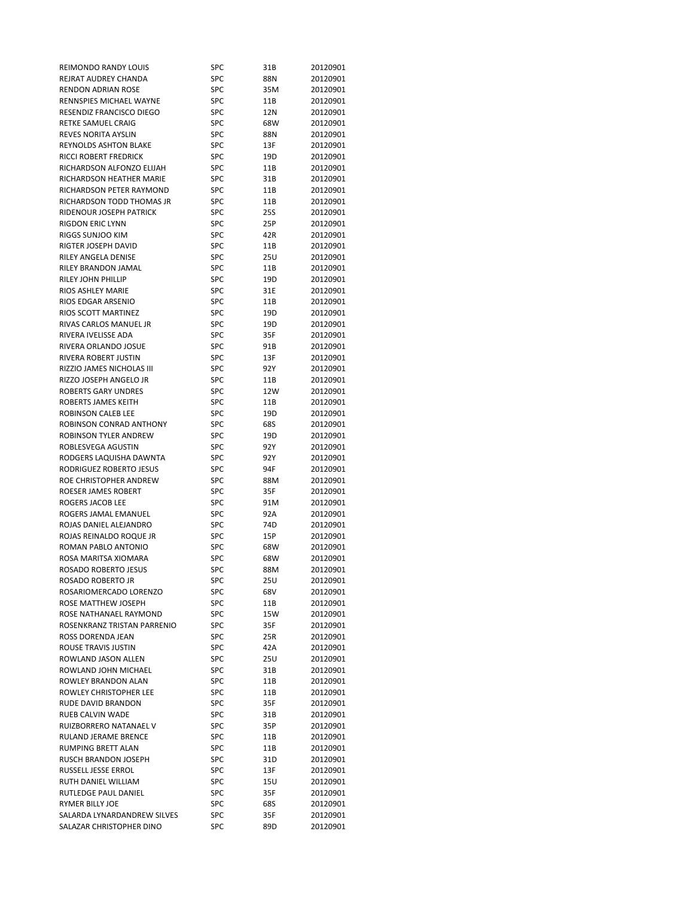| REIMONDO RANDY LOUIS | SPC | 31B | 20120901 |
|---|---|---|---|
| REJRAT AUDREY CHANDA | SPC | 88N | 20120901 |
| RENDON ADRIAN ROSE | SPC | 35M | 20120901 |
| RENNSPIES MICHAEL WAYNE | SPC | 11B | 20120901 |
| RESENDIZ FRANCISCO DIEGO | SPC | 12N | 20120901 |
| RETKE SAMUEL CRAIG | SPC | 68W | 20120901 |
| REVES NORITA AYSLIN | SPC | 88N | 20120901 |
| REYNOLDS ASHTON BLAKE | SPC | 13F | 20120901 |
| RICCI ROBERT FREDRICK | SPC | 19D | 20120901 |
| RICHARDSON ALFONZO ELIJAH | SPC | 11B | 20120901 |
| RICHARDSON HEATHER MARIE | SPC | 31B | 20120901 |
| RICHARDSON PETER RAYMOND | SPC | 11B | 20120901 |
| RICHARDSON TODD THOMAS JR | SPC | 11B | 20120901 |
| RIDENOUR JOSEPH PATRICK | SPC | 25S | 20120901 |
| RIGDON ERIC LYNN | SPC | 25P | 20120901 |
| RIGGS SUNJOO KIM | SPC | 42R | 20120901 |
| RIGTER JOSEPH DAVID | SPC | 11B | 20120901 |
| RILEY ANGELA DENISE | SPC | 25U | 20120901 |
| RILEY BRANDON JAMAL | SPC | 11B | 20120901 |
| RILEY JOHN PHILLIP | SPC | 19D | 20120901 |
| RIOS ASHLEY MARIE | SPC | 31E | 20120901 |
| RIOS EDGAR ARSENIO | SPC | 11B | 20120901 |
| RIOS SCOTT MARTINEZ | SPC | 19D | 20120901 |
| RIVAS CARLOS MANUEL JR | SPC | 19D | 20120901 |
| RIVERA IVELISSE ADA | SPC | 35F | 20120901 |
| RIVERA ORLANDO JOSUE | SPC | 91B | 20120901 |
| RIVERA ROBERT JUSTIN | SPC | 13F | 20120901 |
| RIZZIO JAMES NICHOLAS III | SPC | 92Y | 20120901 |
| RIZZO JOSEPH ANGELO JR | SPC | 11B | 20120901 |
| ROBERTS GARY UNDRES | SPC | 12W | 20120901 |
| ROBERTS JAMES KEITH | SPC | 11B | 20120901 |
| ROBINSON CALEB LEE | SPC | 19D | 20120901 |
| ROBINSON CONRAD ANTHONY | SPC | 68S | 20120901 |
| ROBINSON TYLER ANDREW | SPC | 19D | 20120901 |
| ROBLESVEGA AGUSTIN | SPC | 92Y | 20120901 |
| RODGERS LAQUISHA DAWNTA | SPC | 92Y | 20120901 |
| RODRIGUEZ ROBERTO JESUS | SPC | 94F | 20120901 |
| ROE CHRISTOPHER ANDREW | SPC | 88M | 20120901 |
| ROESER JAMES ROBERT | SPC | 35F | 20120901 |
| ROGERS JACOB LEE | SPC | 91M | 20120901 |
| ROGERS JAMAL EMANUEL | SPC | 92A | 20120901 |
| ROJAS DANIEL ALEJANDRO | SPC | 74D | 20120901 |
| ROJAS REINALDO ROQUE JR | SPC | 15P | 20120901 |
| ROMAN PABLO ANTONIO | SPC | 68W | 20120901 |
| ROSA MARITSA XIOMARA | SPC | 68W | 20120901 |
| ROSADO ROBERTO JESUS | SPC | 88M | 20120901 |
| ROSADO ROBERTO JR | SPC | 25U | 20120901 |
| ROSARIOMERCADO LORENZO | SPC | 68V | 20120901 |
| ROSE MATTHEW JOSEPH | SPC | 11B | 20120901 |
| ROSE NATHANAEL RAYMOND | SPC | 15W | 20120901 |
| ROSENKRANZ TRISTAN PARRENIO | SPC | 35F | 20120901 |
| ROSS DORENDA JEAN | SPC | 25R | 20120901 |
| ROUSE TRAVIS JUSTIN | SPC | 42A | 20120901 |
| ROWLAND JASON ALLEN | SPC | 25U | 20120901 |
| ROWLAND JOHN MICHAEL | SPC | 31B | 20120901 |
| ROWLEY BRANDON ALAN | SPC | 11B | 20120901 |
| ROWLEY CHRISTOPHER LEE | SPC | 11B | 20120901 |
| RUDE DAVID BRANDON | SPC | 35F | 20120901 |
| RUEB CALVIN WADE | SPC | 31B | 20120901 |
| RUIZBORRERO NATANAEL V | SPC | 35P | 20120901 |
| RULAND JERAME BRENCE | SPC | 11B | 20120901 |
| RUMPING BRETT ALAN | SPC | 11B | 20120901 |
| RUSCH BRANDON JOSEPH | SPC | 31D | 20120901 |
| RUSSELL JESSE ERROL | SPC | 13F | 20120901 |
| RUTH DANIEL WILLIAM | SPC | 15U | 20120901 |
| RUTLEDGE PAUL DANIEL | SPC | 35F | 20120901 |
| RYMER BILLY JOE | SPC | 68S | 20120901 |
| SALARDA LYNARDANDREW SILVES | SPC | 35F | 20120901 |
| SALAZAR CHRISTOPHER DINO | SPC | 89D | 20120901 |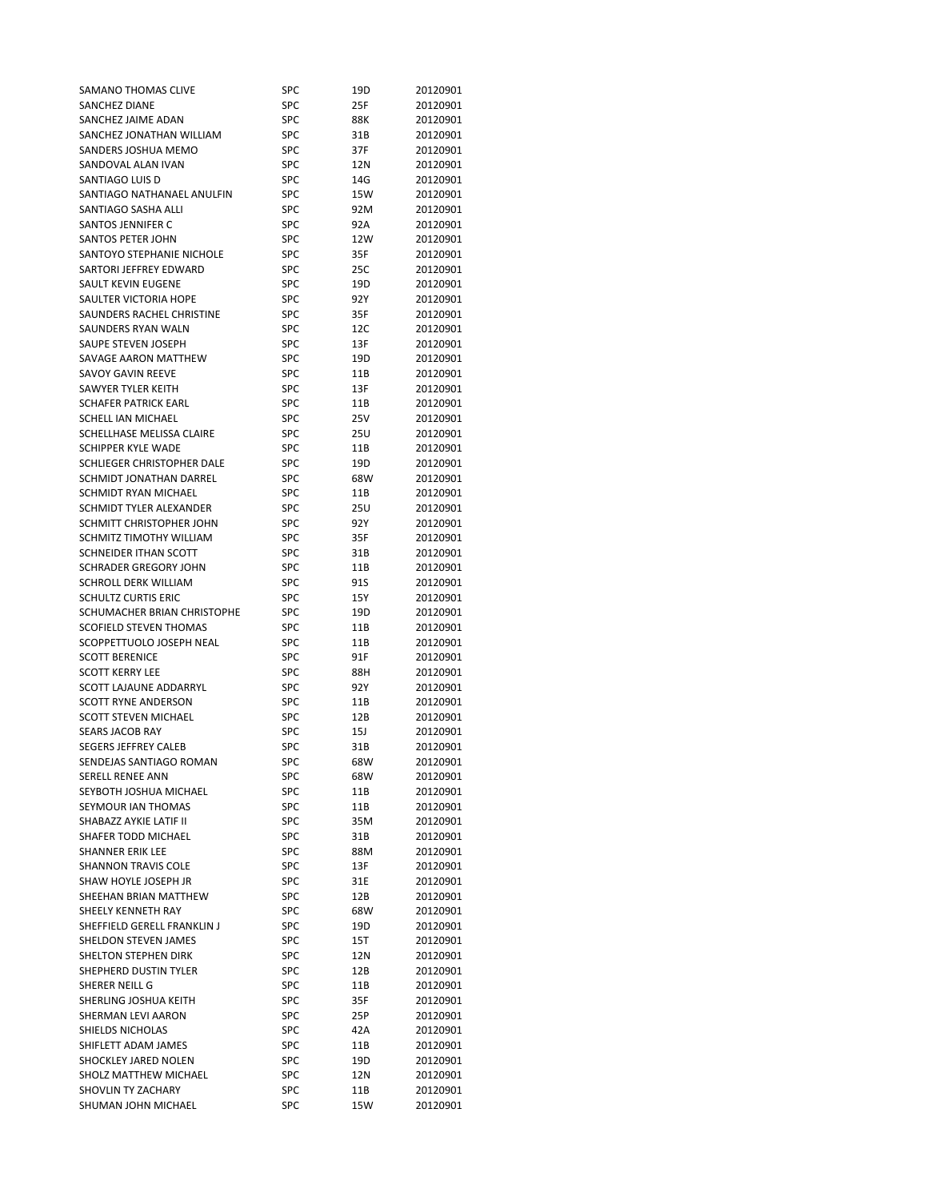| | | | |
|---|---|---|---|
| SAMANO THOMAS CLIVE | SPC | 19D | 20120901 |
| SANCHEZ DIANE | SPC | 25F | 20120901 |
| SANCHEZ JAIME ADAN | SPC | 88K | 20120901 |
| SANCHEZ JONATHAN WILLIAM | SPC | 31B | 20120901 |
| SANDERS JOSHUA MEMO | SPC | 37F | 20120901 |
| SANDOVAL ALAN IVAN | SPC | 12N | 20120901 |
| SANTIAGO LUIS D | SPC | 14G | 20120901 |
| SANTIAGO NATHANAEL ANULFIN | SPC | 15W | 20120901 |
| SANTIAGO SASHA ALLI | SPC | 92M | 20120901 |
| SANTOS JENNIFER C | SPC | 92A | 20120901 |
| SANTOS PETER JOHN | SPC | 12W | 20120901 |
| SANTOYO STEPHANIE NICHOLE | SPC | 35F | 20120901 |
| SARTORI JEFFREY EDWARD | SPC | 25C | 20120901 |
| SAULT KEVIN EUGENE | SPC | 19D | 20120901 |
| SAULTER VICTORIA HOPE | SPC | 92Y | 20120901 |
| SAUNDERS RACHEL CHRISTINE | SPC | 35F | 20120901 |
| SAUNDERS RYAN WALN | SPC | 12C | 20120901 |
| SAUPE STEVEN JOSEPH | SPC | 13F | 20120901 |
| SAVAGE AARON MATTHEW | SPC | 19D | 20120901 |
| SAVOY GAVIN REEVE | SPC | 11B | 20120901 |
| SAWYER TYLER KEITH | SPC | 13F | 20120901 |
| SCHAFER PATRICK EARL | SPC | 11B | 20120901 |
| SCHELL IAN MICHAEL | SPC | 25V | 20120901 |
| SCHELLHASE MELISSA CLAIRE | SPC | 25U | 20120901 |
| SCHIPPER KYLE WADE | SPC | 11B | 20120901 |
| SCHLIEGER CHRISTOPHER DALE | SPC | 19D | 20120901 |
| SCHMIDT JONATHAN DARREL | SPC | 68W | 20120901 |
| SCHMIDT RYAN MICHAEL | SPC | 11B | 20120901 |
| SCHMIDT TYLER ALEXANDER | SPC | 25U | 20120901 |
| SCHMITT CHRISTOPHER JOHN | SPC | 92Y | 20120901 |
| SCHMITZ TIMOTHY WILLIAM | SPC | 35F | 20120901 |
| SCHNEIDER ITHAN SCOTT | SPC | 31B | 20120901 |
| SCHRADER GREGORY JOHN | SPC | 11B | 20120901 |
| SCHROLL DERK WILLIAM | SPC | 91S | 20120901 |
| SCHULTZ CURTIS ERIC | SPC | 15Y | 20120901 |
| SCHUMACHER BRIAN CHRISTOPHE | SPC | 19D | 20120901 |
| SCOFIELD STEVEN THOMAS | SPC | 11B | 20120901 |
| SCOPPETTUOLO JOSEPH NEAL | SPC | 11B | 20120901 |
| SCOTT BERENICE | SPC | 91F | 20120901 |
| SCOTT KERRY LEE | SPC | 88H | 20120901 |
| SCOTT LAJAUNE ADDARRYL | SPC | 92Y | 20120901 |
| SCOTT RYNE ANDERSON | SPC | 11B | 20120901 |
| SCOTT STEVEN MICHAEL | SPC | 12B | 20120901 |
| SEARS JACOB RAY | SPC | 15J | 20120901 |
| SEGERS JEFFREY CALEB | SPC | 31B | 20120901 |
| SENDEJAS SANTIAGO ROMAN | SPC | 68W | 20120901 |
| SERELL RENEE ANN | SPC | 68W | 20120901 |
| SEYBOTH JOSHUA MICHAEL | SPC | 11B | 20120901 |
| SEYMOUR IAN THOMAS | SPC | 11B | 20120901 |
| SHABAZZ AYKIE LATIF II | SPC | 35M | 20120901 |
| SHAFER TODD MICHAEL | SPC | 31B | 20120901 |
| SHANNER ERIK LEE | SPC | 88M | 20120901 |
| SHANNON TRAVIS COLE | SPC | 13F | 20120901 |
| SHAW HOYLE JOSEPH JR | SPC | 31E | 20120901 |
| SHEEHAN BRIAN MATTHEW | SPC | 12B | 20120901 |
| SHEELY KENNETH RAY | SPC | 68W | 20120901 |
| SHEFFIELD GERELL FRANKLIN J | SPC | 19D | 20120901 |
| SHELDON STEVEN JAMES | SPC | 15T | 20120901 |
| SHELTON STEPHEN DIRK | SPC | 12N | 20120901 |
| SHEPHERD DUSTIN TYLER | SPC | 12B | 20120901 |
| SHERER NEILL G | SPC | 11B | 20120901 |
| SHERLING JOSHUA KEITH | SPC | 35F | 20120901 |
| SHERMAN LEVI AARON | SPC | 25P | 20120901 |
| SHIELDS NICHOLAS | SPC | 42A | 20120901 |
| SHIFLETT ADAM JAMES | SPC | 11B | 20120901 |
| SHOCKLEY JARED NOLEN | SPC | 19D | 20120901 |
| SHOLZ MATTHEW MICHAEL | SPC | 12N | 20120901 |
| SHOVLIN TY ZACHARY | SPC | 11B | 20120901 |
| SHUMAN JOHN MICHAEL | SPC | 15W | 20120901 |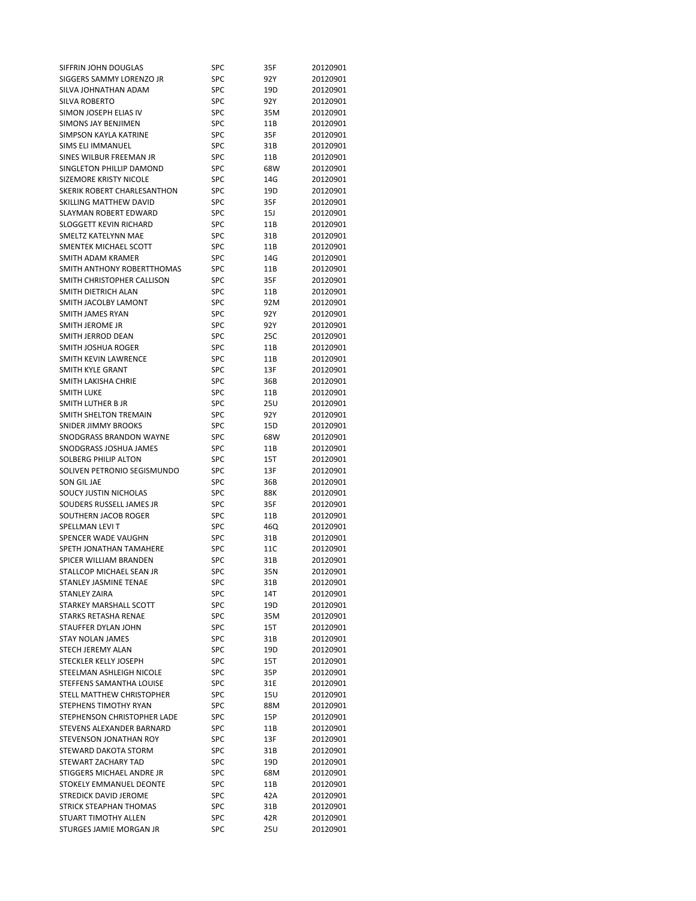| | | | |
|---|---|---|---|
| SIFFRIN JOHN DOUGLAS | SPC | 35F | 20120901 |
| SIGGERS SAMMY LORENZO JR | SPC | 92Y | 20120901 |
| SILVA JOHNATHAN ADAM | SPC | 19D | 20120901 |
| SILVA ROBERTO | SPC | 92Y | 20120901 |
| SIMON JOSEPH ELIAS IV | SPC | 35M | 20120901 |
| SIMONS JAY BENJIMEN | SPC | 11B | 20120901 |
| SIMPSON KAYLA KATRINE | SPC | 35F | 20120901 |
| SIMS ELI IMMANUEL | SPC | 31B | 20120901 |
| SINES WILBUR FREEMAN JR | SPC | 11B | 20120901 |
| SINGLETON PHILLIP DAMOND | SPC | 68W | 20120901 |
| SIZEMORE KRISTY NICOLE | SPC | 14G | 20120901 |
| SKERIK ROBERT CHARLESANTHON | SPC | 19D | 20120901 |
| SKILLING MATTHEW DAVID | SPC | 35F | 20120901 |
| SLAYMAN ROBERT EDWARD | SPC | 15J | 20120901 |
| SLOGGETT KEVIN RICHARD | SPC | 11B | 20120901 |
| SMELTZ KATELYNN MAE | SPC | 31B | 20120901 |
| SMENTEK MICHAEL SCOTT | SPC | 11B | 20120901 |
| SMITH ADAM KRAMER | SPC | 14G | 20120901 |
| SMITH ANTHONY ROBERTTHOMAS | SPC | 11B | 20120901 |
| SMITH CHRISTOPHER CALLISON | SPC | 35F | 20120901 |
| SMITH DIETRICH ALAN | SPC | 11B | 20120901 |
| SMITH JACOLBY LAMONT | SPC | 92M | 20120901 |
| SMITH JAMES RYAN | SPC | 92Y | 20120901 |
| SMITH JEROME JR | SPC | 92Y | 20120901 |
| SMITH JERROD DEAN | SPC | 25C | 20120901 |
| SMITH JOSHUA ROGER | SPC | 11B | 20120901 |
| SMITH KEVIN LAWRENCE | SPC | 11B | 20120901 |
| SMITH KYLE GRANT | SPC | 13F | 20120901 |
| SMITH LAKISHA CHRIE | SPC | 36B | 20120901 |
| SMITH LUKE | SPC | 11B | 20120901 |
| SMITH LUTHER B JR | SPC | 25U | 20120901 |
| SMITH SHELTON TREMAIN | SPC | 92Y | 20120901 |
| SNIDER JIMMY BROOKS | SPC | 15D | 20120901 |
| SNODGRASS BRANDON WAYNE | SPC | 68W | 20120901 |
| SNODGRASS JOSHUA JAMES | SPC | 11B | 20120901 |
| SOLBERG PHILIP ALTON | SPC | 15T | 20120901 |
| SOLIVEN PETRONIO SEGISMUNDO | SPC | 13F | 20120901 |
| SON GIL JAE | SPC | 36B | 20120901 |
| SOUCY JUSTIN NICHOLAS | SPC | 88K | 20120901 |
| SOUDERS RUSSELL JAMES JR | SPC | 35F | 20120901 |
| SOUTHERN JACOB ROGER | SPC | 11B | 20120901 |
| SPELLMAN LEVI T | SPC | 46Q | 20120901 |
| SPENCER WADE VAUGHN | SPC | 31B | 20120901 |
| SPETH JONATHAN TAMAHERE | SPC | 11C | 20120901 |
| SPICER WILLIAM BRANDEN | SPC | 31B | 20120901 |
| STALLCOP MICHAEL SEAN JR | SPC | 35N | 20120901 |
| STANLEY JASMINE TENAE | SPC | 31B | 20120901 |
| STANLEY ZAIRA | SPC | 14T | 20120901 |
| STARKEY MARSHALL SCOTT | SPC | 19D | 20120901 |
| STARKS RETASHA RENAE | SPC | 35M | 20120901 |
| STAUFFER DYLAN JOHN | SPC | 15T | 20120901 |
| STAY NOLAN JAMES | SPC | 31B | 20120901 |
| STECH JEREMY ALAN | SPC | 19D | 20120901 |
| STECKLER KELLY JOSEPH | SPC | 15T | 20120901 |
| STEELMAN ASHLEIGH NICOLE | SPC | 35P | 20120901 |
| STEFFENS SAMANTHA LOUISE | SPC | 31E | 20120901 |
| STELL MATTHEW CHRISTOPHER | SPC | 15U | 20120901 |
| STEPHENS TIMOTHY RYAN | SPC | 88M | 20120901 |
| STEPHENSON CHRISTOPHER LADE | SPC | 15P | 20120901 |
| STEVENS ALEXANDER BARNARD | SPC | 11B | 20120901 |
| STEVENSON JONATHAN ROY | SPC | 13F | 20120901 |
| STEWARD DAKOTA STORM | SPC | 31B | 20120901 |
| STEWART ZACHARY TAD | SPC | 19D | 20120901 |
| STIGGERS MICHAEL ANDRE JR | SPC | 68M | 20120901 |
| STOKELY EMMANUEL DEONTE | SPC | 11B | 20120901 |
| STREDICK DAVID JEROME | SPC | 42A | 20120901 |
| STRICK STEAPHAN THOMAS | SPC | 31B | 20120901 |
| STUART TIMOTHY ALLEN | SPC | 42R | 20120901 |
| STURGES JAMIE MORGAN JR | SPC | 25U | 20120901 |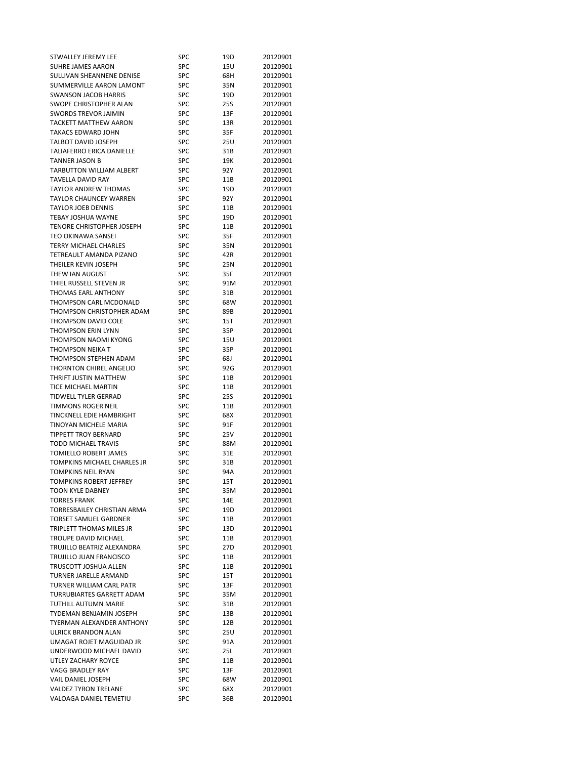| | | | |
|---|---|---|---|
| STWALLEY JEREMY LEE | SPC | 19D | 20120901 |
| SUHRE JAMES AARON | SPC | 15U | 20120901 |
| SULLIVAN SHEANNENE DENISE | SPC | 68H | 20120901 |
| SUMMERVILLE AARON LAMONT | SPC | 35N | 20120901 |
| SWANSON JACOB HARRIS | SPC | 19D | 20120901 |
| SWOPE CHRISTOPHER ALAN | SPC | 25S | 20120901 |
| SWORDS TREVOR JAIMIN | SPC | 13F | 20120901 |
| TACKETT MATTHEW AARON | SPC | 13R | 20120901 |
| TAKACS EDWARD JOHN | SPC | 35F | 20120901 |
| TALBOT DAVID JOSEPH | SPC | 25U | 20120901 |
| TALIAFERRO ERICA DANIELLE | SPC | 31B | 20120901 |
| TANNER JASON B | SPC | 19K | 20120901 |
| TARBUTTON WILLIAM ALBERT | SPC | 92Y | 20120901 |
| TAVELLA DAVID RAY | SPC | 11B | 20120901 |
| TAYLOR ANDREW THOMAS | SPC | 19D | 20120901 |
| TAYLOR CHAUNCEY WARREN | SPC | 92Y | 20120901 |
| TAYLOR JOEB DENNIS | SPC | 11B | 20120901 |
| TEBAY JOSHUA WAYNE | SPC | 19D | 20120901 |
| TENORE CHRISTOPHER JOSEPH | SPC | 11B | 20120901 |
| TEO OKINAWA SANSEI | SPC | 35F | 20120901 |
| TERRY MICHAEL CHARLES | SPC | 35N | 20120901 |
| TETREAULT AMANDA PIZANO | SPC | 42R | 20120901 |
| THEILER KEVIN JOSEPH | SPC | 25N | 20120901 |
| THEW IAN AUGUST | SPC | 35F | 20120901 |
| THIEL RUSSELL STEVEN JR | SPC | 91M | 20120901 |
| THOMAS EARL ANTHONY | SPC | 31B | 20120901 |
| THOMPSON CARL MCDONALD | SPC | 68W | 20120901 |
| THOMPSON CHRISTOPHER ADAM | SPC | 89B | 20120901 |
| THOMPSON DAVID COLE | SPC | 15T | 20120901 |
| THOMPSON ERIN LYNN | SPC | 35P | 20120901 |
| THOMPSON NAOMI KYONG | SPC | 15U | 20120901 |
| THOMPSON NEIKA T | SPC | 35P | 20120901 |
| THOMPSON STEPHEN ADAM | SPC | 68J | 20120901 |
| THORNTON CHIREL ANGELIO | SPC | 92G | 20120901 |
| THRIFT JUSTIN MATTHEW | SPC | 11B | 20120901 |
| TICE MICHAEL MARTIN | SPC | 11B | 20120901 |
| TIDWELL TYLER GERRAD | SPC | 25S | 20120901 |
| TIMMONS ROGER NEIL | SPC | 11B | 20120901 |
| TINCKNELL EDIE HAMBRIGHT | SPC | 68X | 20120901 |
| TINOYAN MICHELE MARIA | SPC | 91F | 20120901 |
| TIPPETT TROY BERNARD | SPC | 25V | 20120901 |
| TODD MICHAEL TRAVIS | SPC | 88M | 20120901 |
| TOMIELLO ROBERT JAMES | SPC | 31E | 20120901 |
| TOMPKINS MICHAEL CHARLES JR | SPC | 31B | 20120901 |
| TOMPKINS NEIL RYAN | SPC | 94A | 20120901 |
| TOMPKINS ROBERT JEFFREY | SPC | 15T | 20120901 |
| TOON KYLE DABNEY | SPC | 35M | 20120901 |
| TORRES FRANK | SPC | 14E | 20120901 |
| TORRESBAILEY CHRISTIAN ARMA | SPC | 19D | 20120901 |
| TORSET SAMUEL GARDNER | SPC | 11B | 20120901 |
| TRIPLETT THOMAS MILES JR | SPC | 13D | 20120901 |
| TROUPE DAVID MICHAEL | SPC | 11B | 20120901 |
| TRUJILLO BEATRIZ ALEXANDRA | SPC | 27D | 20120901 |
| TRUJILLO JUAN FRANCISCO | SPC | 11B | 20120901 |
| TRUSCOTT JOSHUA ALLEN | SPC | 11B | 20120901 |
| TURNER JARELLE ARMAND | SPC | 15T | 20120901 |
| TURNER WILLIAM CARL PATR | SPC | 13F | 20120901 |
| TURRUBIARTES GARRETT ADAM | SPC | 35M | 20120901 |
| TUTHILL AUTUMN MARIE | SPC | 31B | 20120901 |
| TYDEMAN BENJAMIN JOSEPH | SPC | 13B | 20120901 |
| TYERMAN ALEXANDER ANTHONY | SPC | 12B | 20120901 |
| ULRICK BRANDON ALAN | SPC | 25U | 20120901 |
| UMAGAT ROJET MAGUIDAD JR | SPC | 91A | 20120901 |
| UNDERWOOD MICHAEL DAVID | SPC | 25L | 20120901 |
| UTLEY ZACHARY ROYCE | SPC | 11B | 20120901 |
| VAGG BRADLEY RAY | SPC | 13F | 20120901 |
| VAIL DANIEL JOSEPH | SPC | 68W | 20120901 |
| VALDEZ TYRON TRELANE | SPC | 68X | 20120901 |
| VALOAGA DANIEL TEMETIU | SPC | 36B | 20120901 |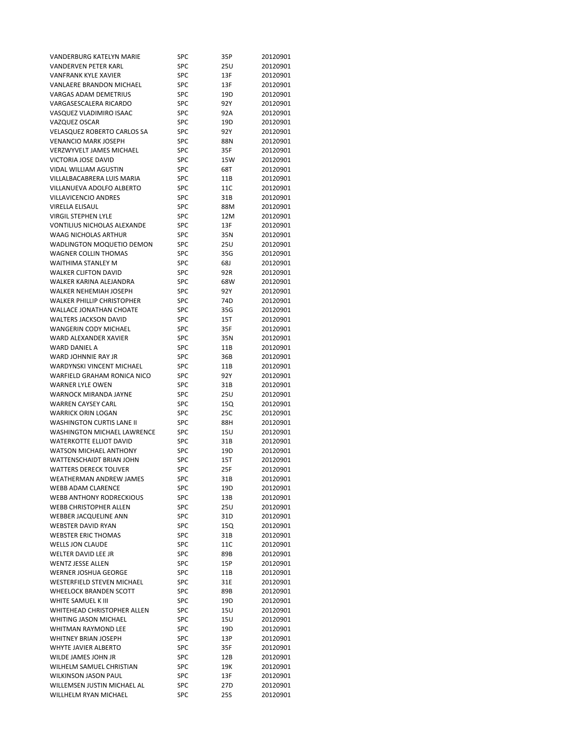| | | | |
|---|---|---|---|
| VANDERBURG KATELYN MARIE | SPC | 35P | 20120901 |
| VANDERVEN PETER KARL | SPC | 25U | 20120901 |
| VANFRANK KYLE XAVIER | SPC | 13F | 20120901 |
| VANLAERE BRANDON MICHAEL | SPC | 13F | 20120901 |
| VARGAS ADAM DEMETRIUS | SPC | 19D | 20120901 |
| VARGASESCALERA RICARDO | SPC | 92Y | 20120901 |
| VASQUEZ VLADIMIRO ISAAC | SPC | 92A | 20120901 |
| VAZQUEZ OSCAR | SPC | 19D | 20120901 |
| VELASQUEZ ROBERTO CARLOS SA | SPC | 92Y | 20120901 |
| VENANCIO MARK JOSEPH | SPC | 88N | 20120901 |
| VERZWYVELT JAMES MICHAEL | SPC | 35F | 20120901 |
| VICTORIA JOSE DAVID | SPC | 15W | 20120901 |
| VIDAL WILLIAM AGUSTIN | SPC | 68T | 20120901 |
| VILLALBACABRERA LUIS MARIA | SPC | 11B | 20120901 |
| VILLANUEVA ADOLFO ALBERTO | SPC | 11C | 20120901 |
| VILLAVICENCIO ANDRES | SPC | 31B | 20120901 |
| VIRELLA ELISAUL | SPC | 88M | 20120901 |
| VIRGIL STEPHEN LYLE | SPC | 12M | 20120901 |
| VONTILIUS NICHOLAS ALEXANDE | SPC | 13F | 20120901 |
| WAAG NICHOLAS ARTHUR | SPC | 35N | 20120901 |
| WADLINGTON MOQUETIO DEMON | SPC | 25U | 20120901 |
| WAGNER COLLIN THOMAS | SPC | 35G | 20120901 |
| WAITHIMA STANLEY M | SPC | 68J | 20120901 |
| WALKER CLIFTON DAVID | SPC | 92R | 20120901 |
| WALKER KARINA ALEJANDRA | SPC | 68W | 20120901 |
| WALKER NEHEMIAH JOSEPH | SPC | 92Y | 20120901 |
| WALKER PHILLIP CHRISTOPHER | SPC | 74D | 20120901 |
| WALLACE JONATHAN CHOATE | SPC | 35G | 20120901 |
| WALTERS JACKSON DAVID | SPC | 15T | 20120901 |
| WANGERIN CODY MICHAEL | SPC | 35F | 20120901 |
| WARD ALEXANDER XAVIER | SPC | 35N | 20120901 |
| WARD DANIEL A | SPC | 11B | 20120901 |
| WARD JOHNNIE RAY JR | SPC | 36B | 20120901 |
| WARDYNSKI VINCENT MICHAEL | SPC | 11B | 20120901 |
| WARFIELD GRAHAM RONICA NICO | SPC | 92Y | 20120901 |
| WARNER LYLE OWEN | SPC | 31B | 20120901 |
| WARNOCK MIRANDA JAYNE | SPC | 25U | 20120901 |
| WARREN CAYSEY CARL | SPC | 15Q | 20120901 |
| WARRICK ORIN LOGAN | SPC | 25C | 20120901 |
| WASHINGTON CURTIS LANE II | SPC | 88H | 20120901 |
| WASHINGTON MICHAEL LAWRENCE | SPC | 15U | 20120901 |
| WATERKOTTE ELLIOT DAVID | SPC | 31B | 20120901 |
| WATSON MICHAEL ANTHONY | SPC | 19D | 20120901 |
| WATTENSCHAIDT BRIAN JOHN | SPC | 15T | 20120901 |
| WATTERS DERECK TOLIVER | SPC | 25F | 20120901 |
| WEATHERMAN ANDREW JAMES | SPC | 31B | 20120901 |
| WEBB ADAM CLARENCE | SPC | 19D | 20120901 |
| WEBB ANTHONY RODRECKIOUS | SPC | 13B | 20120901 |
| WEBB CHRISTOPHER ALLEN | SPC | 25U | 20120901 |
| WEBBER JACQUELINE ANN | SPC | 31D | 20120901 |
| WEBSTER DAVID RYAN | SPC | 15Q | 20120901 |
| WEBSTER ERIC THOMAS | SPC | 31B | 20120901 |
| WELLS JON CLAUDE | SPC | 11C | 20120901 |
| WELTER DAVID LEE JR | SPC | 89B | 20120901 |
| WENTZ JESSE ALLEN | SPC | 15P | 20120901 |
| WERNER JOSHUA GEORGE | SPC | 11B | 20120901 |
| WESTERFIELD STEVEN MICHAEL | SPC | 31E | 20120901 |
| WHEELOCK BRANDEN SCOTT | SPC | 89B | 20120901 |
| WHITE SAMUEL K III | SPC | 19D | 20120901 |
| WHITEHEAD CHRISTOPHER ALLEN | SPC | 15U | 20120901 |
| WHITING JASON MICHAEL | SPC | 15U | 20120901 |
| WHITMAN RAYMOND LEE | SPC | 19D | 20120901 |
| WHITNEY BRIAN JOSEPH | SPC | 13P | 20120901 |
| WHYTE JAVIER ALBERTO | SPC | 35F | 20120901 |
| WILDE JAMES JOHN JR | SPC | 12B | 20120901 |
| WILHELM SAMUEL CHRISTIAN | SPC | 19K | 20120901 |
| WILKINSON JASON PAUL | SPC | 13F | 20120901 |
| WILLEMSEN JUSTIN MICHAEL AL | SPC | 27D | 20120901 |
| WILLHELM RYAN MICHAEL | SPC | 25S | 20120901 |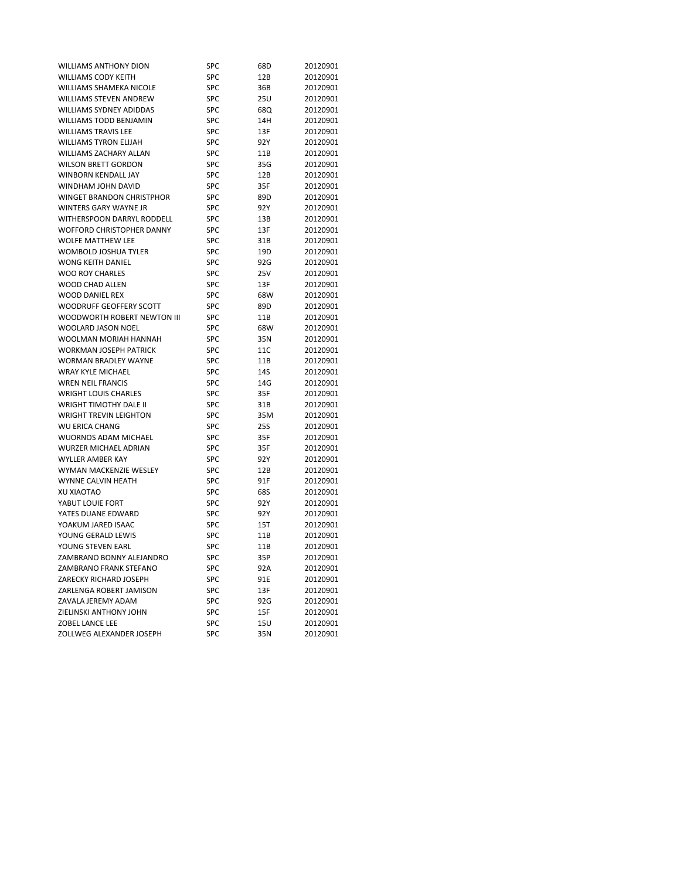| | | | |
|---|---|---|---|
| WILLIAMS ANTHONY DION | SPC | 68D | 20120901 |
| WILLIAMS CODY KEITH | SPC | 12B | 20120901 |
| WILLIAMS SHAMEKA NICOLE | SPC | 36B | 20120901 |
| WILLIAMS STEVEN ANDREW | SPC | 25U | 20120901 |
| WILLIAMS SYDNEY ADIDDAS | SPC | 68Q | 20120901 |
| WILLIAMS TODD BENJAMIN | SPC | 14H | 20120901 |
| WILLIAMS TRAVIS LEE | SPC | 13F | 20120901 |
| WILLIAMS TYRON ELIJAH | SPC | 92Y | 20120901 |
| WILLIAMS ZACHARY ALLAN | SPC | 11B | 20120901 |
| WILSON BRETT GORDON | SPC | 35G | 20120901 |
| WINBORN KENDALL JAY | SPC | 12B | 20120901 |
| WINDHAM JOHN DAVID | SPC | 35F | 20120901 |
| WINGET BRANDON CHRISTPHOR | SPC | 89D | 20120901 |
| WINTERS GARY WAYNE JR | SPC | 92Y | 20120901 |
| WITHERSPOON DARRYL RODDELL | SPC | 13B | 20120901 |
| WOFFORD CHRISTOPHER DANNY | SPC | 13F | 20120901 |
| WOLFE MATTHEW LEE | SPC | 31B | 20120901 |
| WOMBOLD JOSHUA TYLER | SPC | 19D | 20120901 |
| WONG KEITH DANIEL | SPC | 92G | 20120901 |
| WOO ROY CHARLES | SPC | 25V | 20120901 |
| WOOD CHAD ALLEN | SPC | 13F | 20120901 |
| WOOD DANIEL REX | SPC | 68W | 20120901 |
| WOODRUFF GEOFFERY SCOTT | SPC | 89D | 20120901 |
| WOODWORTH ROBERT NEWTON III | SPC | 11B | 20120901 |
| WOOLARD JASON NOEL | SPC | 68W | 20120901 |
| WOOLMAN MORIAH HANNAH | SPC | 35N | 20120901 |
| WORKMAN JOSEPH PATRICK | SPC | 11C | 20120901 |
| WORMAN BRADLEY WAYNE | SPC | 11B | 20120901 |
| WRAY KYLE MICHAEL | SPC | 14S | 20120901 |
| WREN NEIL FRANCIS | SPC | 14G | 20120901 |
| WRIGHT LOUIS CHARLES | SPC | 35F | 20120901 |
| WRIGHT TIMOTHY DALE II | SPC | 31B | 20120901 |
| WRIGHT TREVIN LEIGHTON | SPC | 35M | 20120901 |
| WU ERICA CHANG | SPC | 25S | 20120901 |
| WUORNOS ADAM MICHAEL | SPC | 35F | 20120901 |
| WURZER MICHAEL ADRIAN | SPC | 35F | 20120901 |
| WYLLER AMBER KAY | SPC | 92Y | 20120901 |
| WYMAN MACKENZIE WESLEY | SPC | 12B | 20120901 |
| WYNNE CALVIN HEATH | SPC | 91F | 20120901 |
| XU XIAOTAO | SPC | 68S | 20120901 |
| YABUT LOUIE FORT | SPC | 92Y | 20120901 |
| YATES DUANE EDWARD | SPC | 92Y | 20120901 |
| YOAKUM JARED ISAAC | SPC | 15T | 20120901 |
| YOUNG GERALD LEWIS | SPC | 11B | 20120901 |
| YOUNG STEVEN EARL | SPC | 11B | 20120901 |
| ZAMBRANO BONNY ALEJANDRO | SPC | 35P | 20120901 |
| ZAMBRANO FRANK STEFANO | SPC | 92A | 20120901 |
| ZARECKY RICHARD JOSEPH | SPC | 91E | 20120901 |
| ZARLENGA ROBERT JAMISON | SPC | 13F | 20120901 |
| ZAVALA JEREMY ADAM | SPC | 92G | 20120901 |
| ZIELINSKI ANTHONY JOHN | SPC | 15F | 20120901 |
| ZOBEL LANCE LEE | SPC | 15U | 20120901 |
| ZOLLWEG ALEXANDER JOSEPH | SPC | 35N | 20120901 |